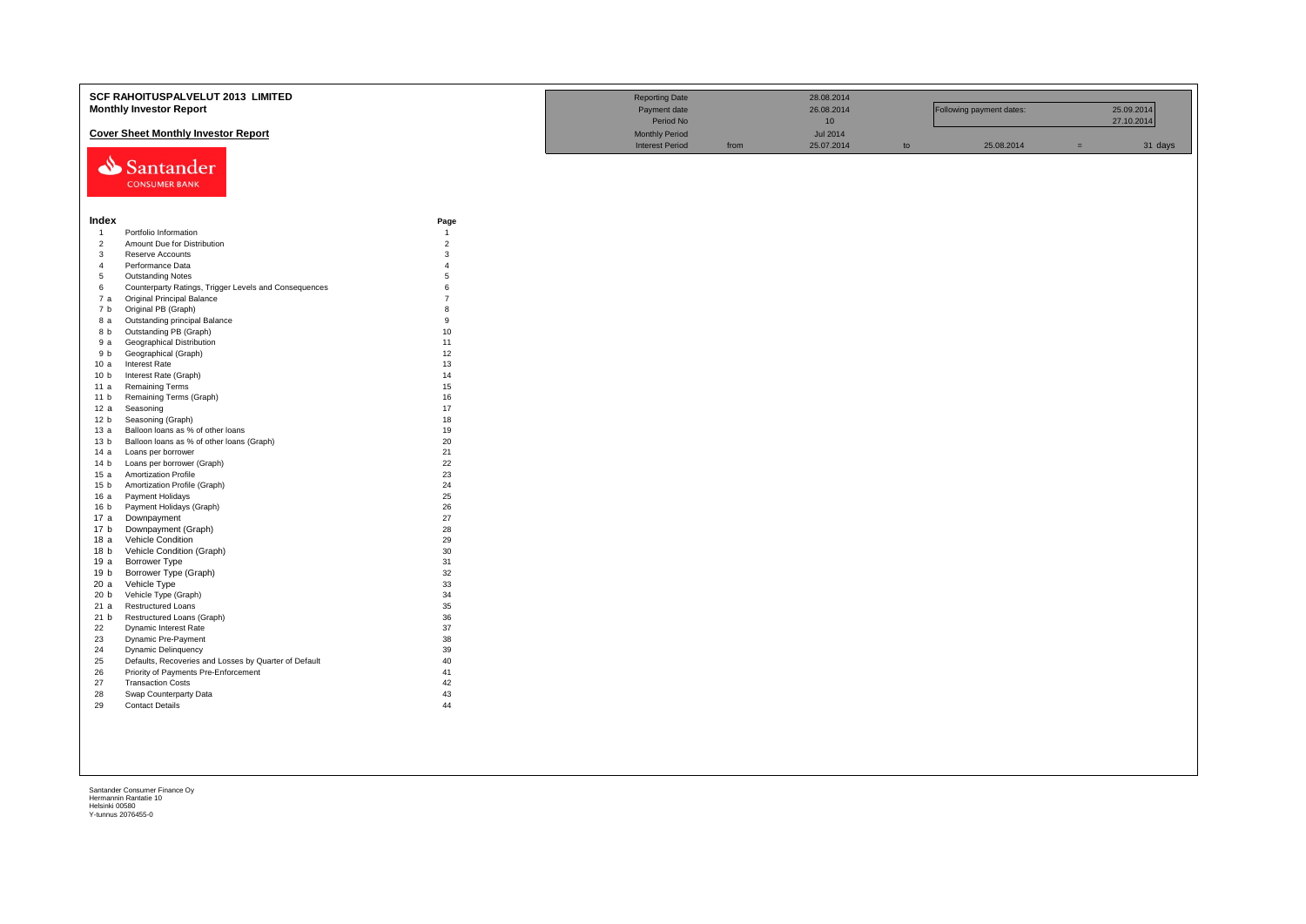# SCF RAHOITUSPALVELUT 2013 LIMITED

## Monthly Investor Report

### Cover Sheet Monthly Investor Report

| | | | | | | | |
|---|---|---|---|---|---|---|---|
| Reporting Date | | 28.08.2014 | | | | | |
| Payment date | | 26.08.2014 | | Following payment dates: | | 25.09.2014 | |
| Period No | | 10 | | | | 27.10.2014 | |
| Monthly Period | | Jul 2014 | | | | | |
| Interest Period | from | 25.07.2014 | to | 25.08.2014 | = | 31 | days |

Santander CONSUMER BANK

| Index | | Page |
|---|---|---|
| 1 | Portfolio Information | 1 |
| 2 | Amount Due for Distribution | 2 |
| 3 | Reserve Accounts | 3 |
| 4 | Performance Data | 4 |
| 5 | Outstanding Notes | 5 |
| 6 | Counterparty Ratings, Trigger Levels and Consequences | 6 |
| 7 a | Original Principal Balance | 7 |
| 7 b | Original PB (Graph) | 8 |
| 8 a | Outstanding principal Balance | 9 |
| 8 b | Outstanding PB (Graph) | 10 |
| 9 a | Geographical Distribution | 11 |
| 9 b | Geographical (Graph) | 12 |
| 10 a | Interest Rate | 13 |
| 10 b | Interest Rate (Graph) | 14 |
| 11 a | Remaining Terms | 15 |
| 11 b | Remaining Terms (Graph) | 16 |
| 12 a | Seasoning | 17 |
| 12 b | Seasoning (Graph) | 18 |
| 13 a | Balloon loans as % of other loans | 19 |
| 13 b | Balloon loans as % of other loans (Graph) | 20 |
| 14 a | Loans per borrower | 21 |
| 14 b | Loans per borrower (Graph) | 22 |
| 15 a | Amortization Profile | 23 |
| 15 b | Amortization Profile (Graph) | 24 |
| 16 a | Payment Holidays | 25 |
| 16 b | Payment Holidays (Graph) | 26 |
| 17 a | Downpayment | 27 |
| 17 b | Downpayment (Graph) | 28 |
| 18 a | Vehicle Condition | 29 |
| 18 b | Vehicle Condition (Graph) | 30 |
| 19 a | Borrower Type | 31 |
| 19 b | Borrower Type (Graph) | 32 |
| 20 a | Vehicle Type | 33 |
| 20 b | Vehicle Type (Graph) | 34 |
| 21 a | Restructured Loans | 35 |
| 21 b | Restructured Loans (Graph) | 36 |
| 22 | Dynamic Interest Rate | 37 |
| 23 | Dynamic Pre-Payment | 38 |
| 24 | Dynamic Delinquency | 39 |
| 25 | Defaults, Recoveries and Losses by Quarter of Default | 40 |
| 26 | Priority of Payments Pre-Enforcement | 41 |
| 27 | Transaction Costs | 42 |
| 28 | Swap Counterparty Data | 43 |
| 29 | Contact Details | 44 |

Santander Consumer Finance Oy
Hermannin Rantatie 10
Helsinki 00580
Y-tunnus 2076455-0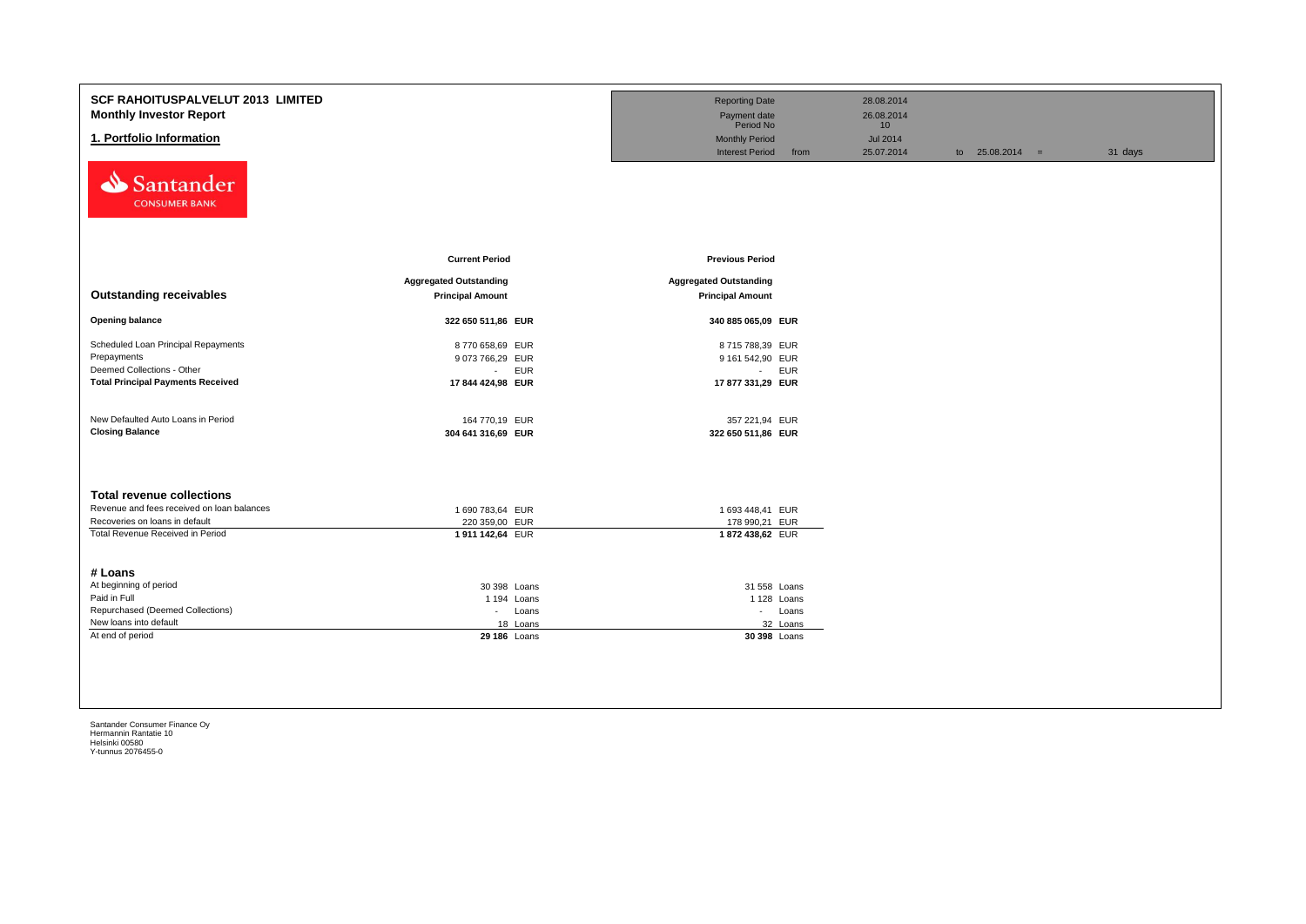# SCF RAHOITUSPALVELUT 2013 LIMITED

## Monthly Investor Report

## 1. Portfolio Information

| | | | | |
|---|---|---|---|---|
| Reporting Date | 28.08.2014 | | | |
| Payment date | 26.08.2014 | | | |
| Period No | 10 | | | |
| Monthly Period | Jul 2014 | | | |
| Interest Period from | 25.07.2014 | to 25.08.2014 | = | 31 days |

Santander CONSUMER BANK

| | Current Period | | Previous Period | |
|---|---|---|---|---|
| **Outstanding receivables** | **Aggregated Outstanding Principal Amount** | | **Aggregated Outstanding Principal Amount** | |
| **Opening balance** | **322 650 511,86** | **EUR** | **340 885 065,09** | **EUR** |
| Scheduled Loan Principal Repayments | 8 770 658,69 | EUR | 8 715 788,39 | EUR |
| Prepayments | 9 073 766,29 | EUR | 9 161 542,90 | EUR |
| Deemed Collections - Other | - | EUR | - | EUR |
| **Total Principal Payments Received** | **17 844 424,98** | **EUR** | **17 877 331,29** | **EUR** |
| New Defaulted Auto Loans in Period | 164 770,19 | EUR | 357 221,94 | EUR |
| **Closing Balance** | **304 641 316,69** | **EUR** | **322 650 511,86** | **EUR** |

| **Total revenue collections** | | | | |
|---|---|---|---|---|
| Revenue and fees received on loan balances | 1 690 783,64 | EUR | 1 693 448,41 | EUR |
| Recoveries on loans in default | 220 359,00 | EUR | 178 990,21 | EUR |
| Total Revenue Received in Period | **1 911 142,64** | EUR | **1 872 438,62** | EUR |

| **# Loans** | | | | |
|---|---|---|---|---|
| At beginning of period | 30 398 | Loans | 31 558 | Loans |
| Paid in Full | 1 194 | Loans | 1 128 | Loans |
| Repurchased (Deemed Collections) | - | Loans | - | Loans |
| New loans into default | 18 | Loans | 32 | Loans |
| At end of period | **29 186** | Loans | **30 398** | Loans |

Santander Consumer Finance Oy
Hermannin Rantatie 10
Helsinki 00580
Y-tunnus 2076455-0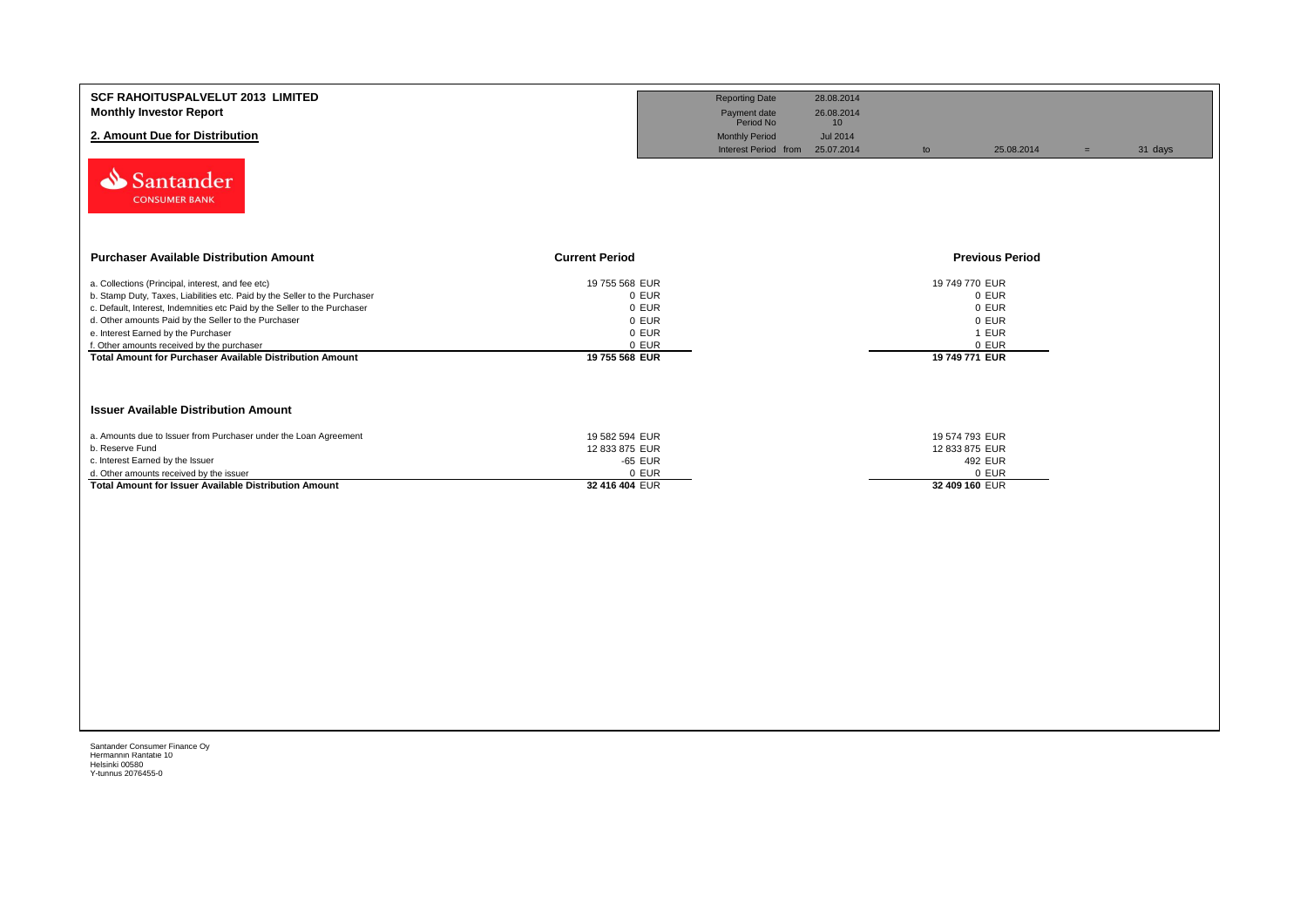**SCF RAHOITUSPALVELUT 2013 LIMITED**
**Monthly Investor Report**

## 2. Amount Due for Distribution

| | | | | | |
|---|---|---|---|---|---|
| Reporting Date | 28.08.2014 | | | | |
| Payment date | 26.08.2014 | | | | |
| Period No | 10 | | | | |
| Monthly Period | Jul 2014 | | | | |
| Interest Period from | 25.07.2014 | to | 25.08.2014 | = | 31 days |

Santander
CONSUMER BANK

| Purchaser Available Distribution Amount | Current Period | Previous Period |
|---|---|---|
| a. Collections (Principal, interest, and fee etc) | 19 755 568 EUR | 19 749 770 EUR |
| b. Stamp Duty, Taxes, Liabilities etc. Paid by the Seller to the Purchaser | 0 EUR | 0 EUR |
| c. Default, Interest, Indemnities etc Paid by the Seller to the Purchaser | 0 EUR | 0 EUR |
| d. Other amounts Paid by the Seller to the Purchaser | 0 EUR | 0 EUR |
| e. Interest Earned by the Purchaser | 0 EUR | 1 EUR |
| f. Other amounts received by the purchaser | 0 EUR | 0 EUR |
| **Total Amount for Purchaser Available Distribution Amount** | **19 755 568 EUR** | **19 749 771 EUR** |

| Issuer Available Distribution Amount | Current Period | Previous Period |
|---|---|---|
| a. Amounts due to Issuer from Purchaser under the Loan Agreement | 19 582 594 EUR | 19 574 793 EUR |
| b. Reserve Fund | 12 833 875 EUR | 12 833 875 EUR |
| c. Interest Earned by the Issuer | -65 EUR | 492 EUR |
| d. Other amounts received by the issuer | 0 EUR | 0 EUR |
| **Total Amount for Issuer Available Distribution Amount** | **32 416 404 EUR** | **32 409 160 EUR** |

Santander Consumer Finance Oy
Hermannin Rantatie 10
Helsinki 00580
Y-tunnus 2076455-0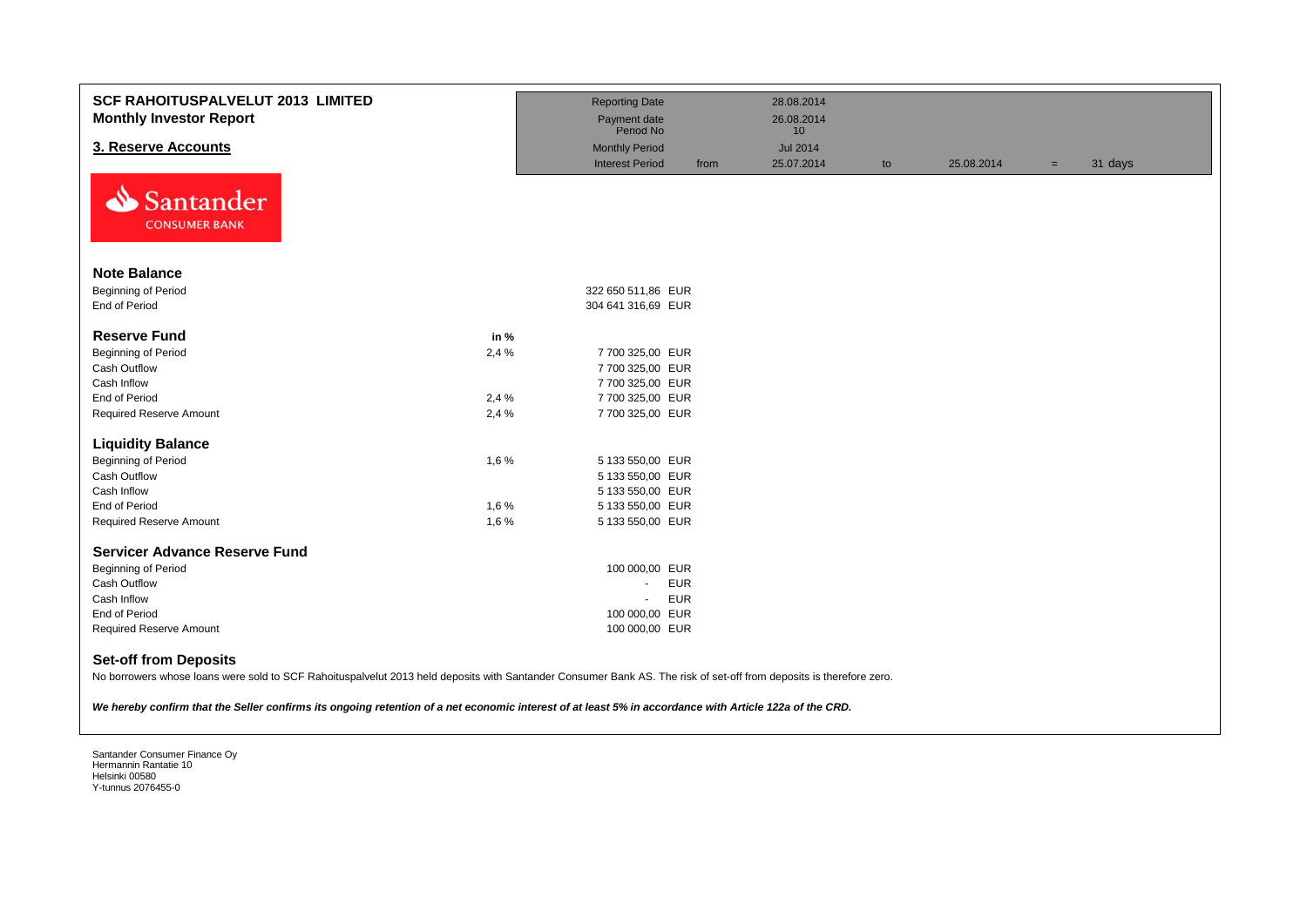# SCF RAHOITUSPALVELUT 2013 LIMITED
## Monthly Investor Report

## 3. Reserve Accounts

| | | | | | | |
|---|---|---|---|---|---|---|
| Reporting Date | | 28.08.2014 | | | | |
| Payment date | | 26.08.2014 | | | | |
| Period No | | 10 | | | | |
| Monthly Period | | Jul 2014 | | | | |
| Interest Period | from | 25.07.2014 | to | 25.08.2014 | = | 31 days |

### Note Balance

| | | |
|---|---|---|
| Beginning of Period | 322 650 511,86 | EUR |
| End of Period | 304 641 316,69 | EUR |

### Reserve Fund

| | in % | | |
|---|---|---|---|
| Beginning of Period | 2,4 % | 7 700 325,00 | EUR |
| Cash Outflow | | 7 700 325,00 | EUR |
| Cash Inflow | | 7 700 325,00 | EUR |
| End of Period | 2,4 % | 7 700 325,00 | EUR |
| Required Reserve Amount | 2,4 % | 7 700 325,00 | EUR |

### Liquidity Balance

| | | | |
|---|---|---|---|
| Beginning of Period | 1,6 % | 5 133 550,00 | EUR |
| Cash Outflow | | 5 133 550,00 | EUR |
| Cash Inflow | | 5 133 550,00 | EUR |
| End of Period | 1,6 % | 5 133 550,00 | EUR |
| Required Reserve Amount | 1,6 % | 5 133 550,00 | EUR |

### Servicer Advance Reserve Fund

| | | |
|---|---|---|
| Beginning of Period | 100 000,00 | EUR |
| Cash Outflow | - | EUR |
| Cash Inflow | - | EUR |
| End of Period | 100 000,00 | EUR |
| Required Reserve Amount | 100 000,00 | EUR |

### Set-off from Deposits

No borrowers whose loans were sold to SCF Rahoituspalvelut 2013 held deposits with Santander Consumer Bank AS. The risk of set-off from deposits is therefore zero.

***We hereby confirm that the Seller confirms its ongoing retention of a net economic interest of at least 5% in accordance with Article 122a of the CRD.***

Santander Consumer Finance Oy
Hermannin Rantatie 10
Helsinki 00580
Y-tunnus 2076455-0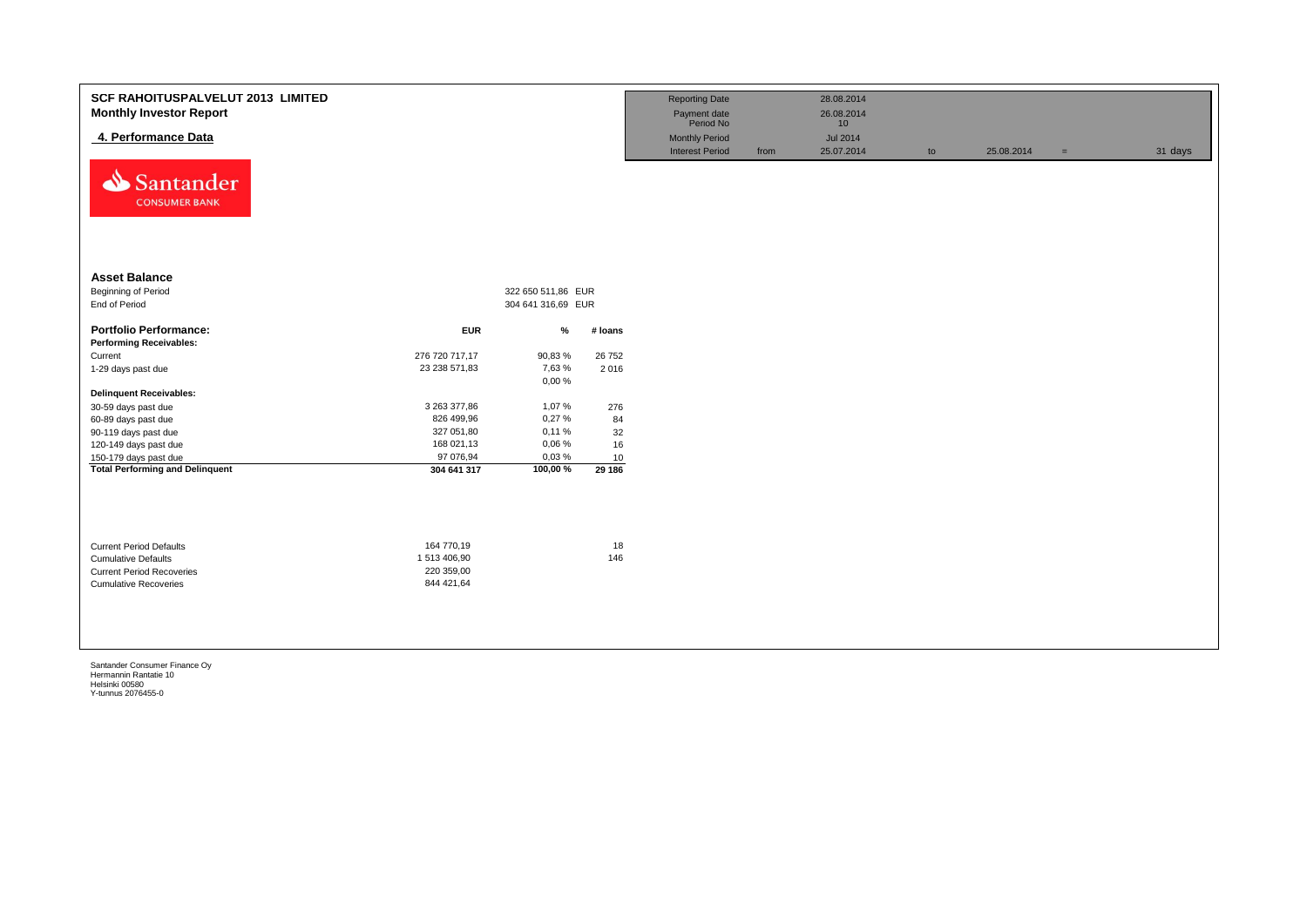# SCF RAHOITUSPALVELUT 2013 LIMITED
## Monthly Investor Report

### 4. Performance Data

| | | | | | | |
|---|---|---|---|---|---|---|
| Reporting Date | | 28.08.2014 | | | | |
| Payment date | | 26.08.2014 | | | | |
| Period No | | 10 | | | | |
| Monthly Period | | Jul 2014 | | | | |
| Interest Period | from | 25.07.2014 | to | 25.08.2014 | = | 31 days |

Santander CONSUMER BANK

**Asset Balance**

| | | |
|---|---|---|
| Beginning of Period | 322 650 511,86 | EUR |
| End of Period | 304 641 316,69 | EUR |

| **Portfolio Performance:** | **EUR** | **%** | **# loans** |
|---|---|---|---|
| **Performing Receivables:** | | | |
| Current | 276 720 717,17 | 90,83 % | 26 752 |
| 1-29 days past due | 23 238 571,83 | 7,63 % | 2 016 |
| | | 0,00 % | |
| **Delinquent Receivables:** | | | |
| 30-59 days past due | 3 263 377,86 | 1,07 % | 276 |
| 60-89 days past due | 826 499,96 | 0,27 % | 84 |
| 90-119 days past due | 327 051,80 | 0,11 % | 32 |
| 120-149 days past due | 168 021,13 | 0,06 % | 16 |
| 150-179 days past due | 97 076,94 | 0,03 % | 10 |
| **Total Performing and Delinquent** | **304 641 317** | **100,00 %** | **29 186** |

| | | |
|---|---|---|
| Current Period Defaults | 164 770,19 | 18 |
| Cumulative Defaults | 1 513 406,90 | 146 |
| Current Period Recoveries | 220 359,00 | |
| Cumulative Recoveries | 844 421,64 | |

Santander Consumer Finance Oy
Hermannin Rantatie 10
Helsinki 00580
Y-tunnus 2076455-0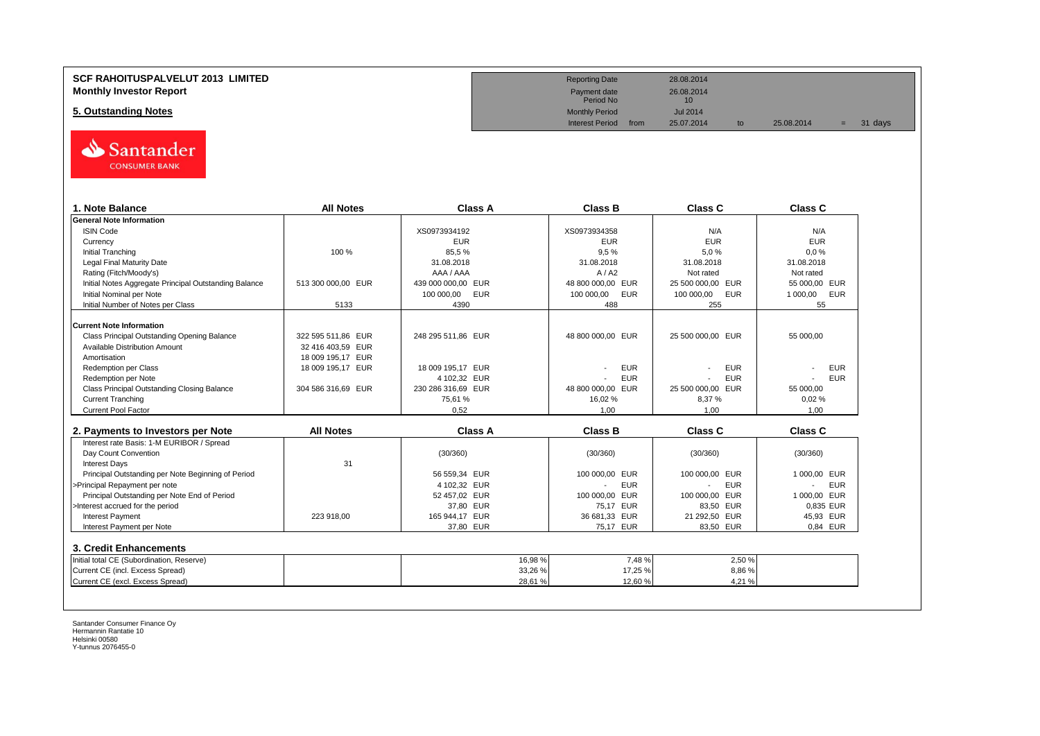# SCF RAHOITUSPALVELUT 2013 LIMITED
## Monthly Investor Report

## 5. Outstanding Notes

| | | | | | |
|---|---|---|---|---|---|
| Reporting Date | 28.08.2014 | | | | |
| Payment date | 26.08.2014 | | | | |
| Period No | 10 | | | | |
| Monthly Period | Jul 2014 | | | | |
| Interest Period from | 25.07.2014 | to | 25.08.2014 | = | 31 days |

| 1. Note Balance | All Notes | Class A | Class B | Class C | Class C |
|---|---|---|---|---|---|
| **General Note Information** | | | | | |
| ISIN Code | | XS0973934192 | XS0973934358 | N/A | N/A |
| Currency | | EUR | EUR | EUR | EUR |
| Initial Tranching | 100 % | 85,5 % | 9,5 % | 5,0 % | 0,0 % |
| Legal Final Maturity Date | | 31.08.2018 | 31.08.2018 | 31.08.2018 | 31.08.2018 |
| Rating (Fitch/Moody's) | | AAA / AAA | A / A2 | Not rated | Not rated |
| Initial Notes Aggregate Principal Outstanding Balance | 513 300 000,00 EUR | 439 000 000,00 EUR | 48 800 000,00 EUR | 25 500 000,00 EUR | 55 000,00 EUR |
| Initial Nominal per Note | | 100 000,00 EUR | 100 000,00 EUR | 100 000,00 EUR | 1 000,00 EUR |
| Initial Number of Notes per Class | 5133 | 4390 | 488 | 255 | 55 |
| **Current Note Information** | | | | | |
| Class Principal Outstanding Opening Balance | 322 595 511,86 EUR | 248 295 511,86 EUR | 48 800 000,00 EUR | 25 500 000,00 EUR | 55 000,00 |
| Available Distribution Amount | 32 416 403,59 EUR | | | | |
| Amortisation | 18 009 195,17 EUR | | | | |
| Redemption per Class | 18 009 195,17 EUR | 18 009 195,17 EUR | - EUR | - EUR | - EUR |
| Redemption per Note | | 4 102,32 EUR | - EUR | - EUR | - EUR |
| Class Principal Outstanding Closing Balance | 304 586 316,69 EUR | 230 286 316,69 EUR | 48 800 000,00 EUR | 25 500 000,00 EUR | 55 000,00 |
| Current Tranching | | 75,61 % | 16,02 % | 8,37 % | 0,02 % |
| Current Pool Factor | | 0,52 | 1,00 | 1,00 | 1,00 |

| 2. Payments to Investors per Note | All Notes | Class A | Class B | Class C | Class C |
|---|---|---|---|---|---|
| Interest rate Basis: 1-M EURIBOR / Spread | | | | | |
| Day Count Convention | | (30/360) | (30/360) | (30/360) | (30/360) |
| Interest Days | 31 | | | | |
| Principal Outstanding per Note Beginning of Period | | 56 559,34 EUR | 100 000,00 EUR | 100 000,00 EUR | 1 000,00 EUR |
| >Principal Repayment per note | | 4 102,32 EUR | - EUR | - EUR | - EUR |
| Principal Outstanding per Note End of Period | | 52 457,02 EUR | 100 000,00 EUR | 100 000,00 EUR | 1 000,00 EUR |
| >Interest accrued for the period | | 37,80 EUR | 75,17 EUR | 83,50 EUR | 0,835 EUR |
| Interest Payment | 223 918,00 | 165 944,17 EUR | 36 681,33 EUR | 21 292,50 EUR | 45,93 EUR |
| Interest Payment per Note | | 37,80 EUR | 75,17 EUR | 83,50 EUR | 0,84 EUR |

### 3. Credit Enhancements

| | | Class A | Class B | Class C | |
|---|---|---|---|---|---|
| Initial total CE (Subordination, Reserve) | | 16,98 % | 7,48 % | 2,50 % | |
| Current CE (incl. Excess Spread) | | 33,26 % | 17,25 % | 8,86 % | |
| Current CE (excl. Excess Spread) | | 28,61 % | 12,60 % | 4,21 % | |

Santander Consumer Finance Oy
Hermannin Rantatie 10
Helsinki 00580
Y-tunnus 2076455-0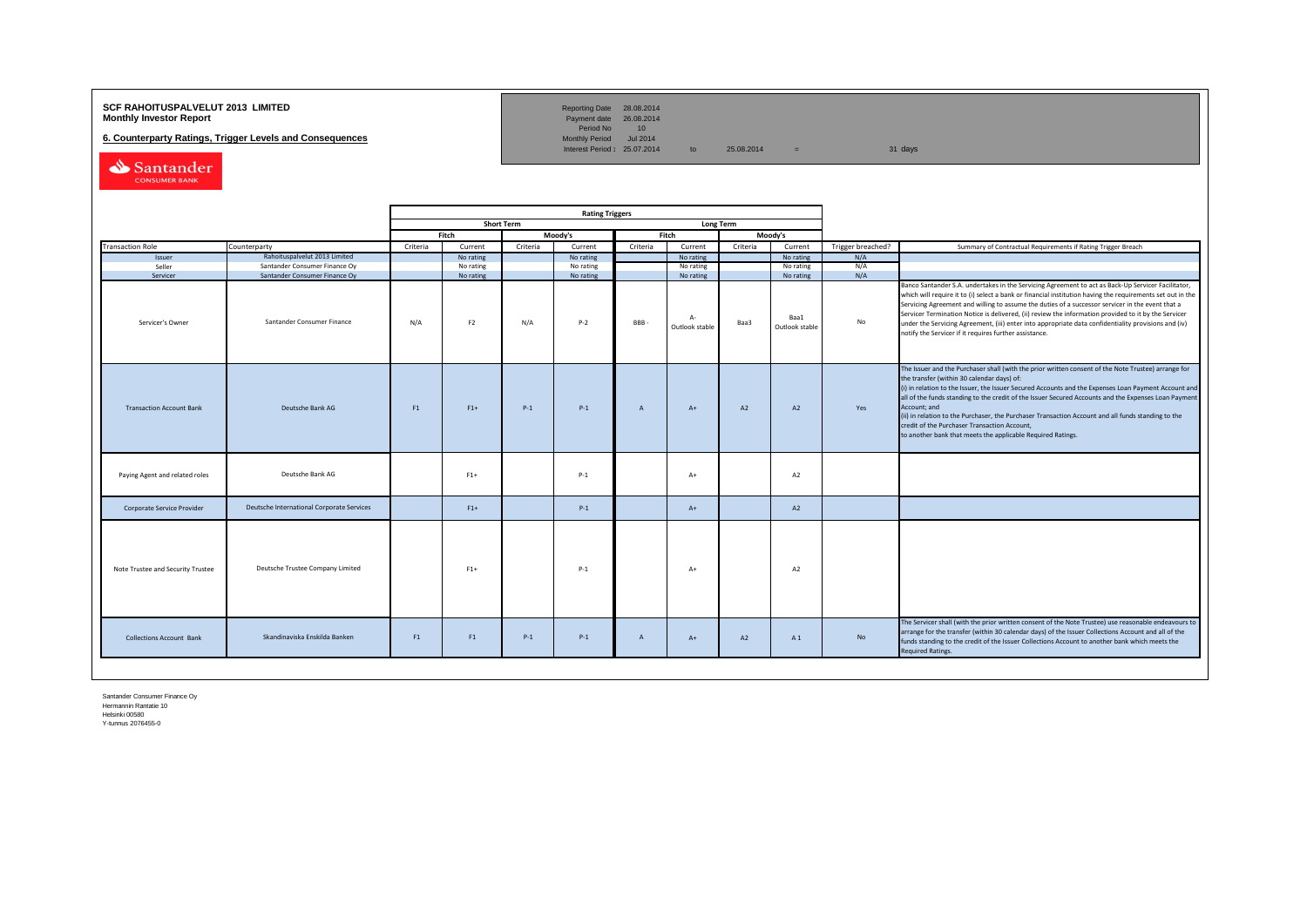**SCF RAHOITUSPALVELUT 2013 LIMITED**
**Monthly Investor Report**

**6. Counterparty Ratings, Trigger Levels and Consequences**

| | | | | |
|---|---|---|---|---|
| Reporting Date | 28.08.2014 | | | |
| Payment date | 26.08.2014 | | | |
| Period No | 10 | | | |
| Monthly Period | Jul 2014 | | | |
| Interest Period : | 25.07.2014 | to | 25.08.2014 | = 31 days |

| | | Rating Triggers | | | | | | | | | |
|---|---|---|---|---|---|---|---|---|---|---|---|
| | | Short Term | | | | Long Term | | | | | |
| | | Fitch | | Moody's | | Fitch | | Moody's | | | |
| Transaction Role | Counterparty | Criteria | Current | Criteria | Current | Criteria | Current | Criteria | Current | Trigger breached? | Summary of Contractual Requirements if Rating Trigger Breach |
| Issuer | Rahoituspalvelut 2013 Limited | | No rating | | No rating | | No rating | | No rating | N/A | |
| Seller | Santander Consumer Finance Oy | | No rating | | No rating | | No rating | | No rating | N/A | |
| Servicer | Santander Consumer Finance Oy | | No rating | | No rating | | No rating | | No rating | N/A | |
| Servicer's Owner | Santander Consumer Finance | N/A | F2 | N/A | P-2 | BBB - | A- Outlook stable | Baa3 | Baa1 Outlook stable | No | Banco Santander S.A. undertakes in the Servicing Agreement to act as Back-Up Servicer Facilitator, which will require it to (i) select a bank or financial institution having the requirements set out in the Servicing Agreement and willing to assume the duties of a successor servicer in the event that a Servicer Termination Notice is delivered, (ii) review the information provided to it by the Servicer under the Servicing Agreement, (iii) enter into appropriate data confidentiality provisions and (iv) notify the Servicer if it requires further assistance. |
| Transaction Account Bank | Deutsche Bank AG | F1 | F1+ | P-1 | P-1 | A | A+ | A2 | A2 | Yes | The Issuer and the Purchaser shall (with the prior written consent of the Note Trustee) arrange for the transfer (within 30 calendar days) of: (i) in relation to the Issuer, the Issuer Secured Accounts and the Expenses Loan Payment Account and all of the funds standing to the credit of the Issuer Secured Accounts and the Expenses Loan Payment Account; and (ii) in relation to the Purchaser, the Purchaser Transaction Account and all funds standing to the credit of the Purchaser Transaction Account, to another bank that meets the applicable Required Ratings. |
| Paying Agent and related roles | Deutsche Bank AG | | F1+ | | P-1 | | A+ | | A2 | | |
| Corporate Service Provider | Deutsche International Corporate Services | | F1+ | | P-1 | | A+ | | A2 | | |
| Note Trustee and Security Trustee | Deutsche Trustee Company Limited | | F1+ | | P-1 | | A+ | | A2 | | |
| Collections Account Bank | Skandinaviska Enskilda Banken | F1 | F1 | P-1 | P-1 | A | A+ | A2 | A 1 | No | The Servicer shall (with the prior written consent of the Note Trustee) use reasonable endeavours to arrange for the transfer (within 30 calendar days) of the Issuer Collections Account and all of the funds standing to the credit of the Issuer Collections Account to another bank which meets the Required Ratings. |

Santander Consumer Finance Oy
Hermannin Rantatie 10
Helsinki 00580
Y-tunnus 2076455-0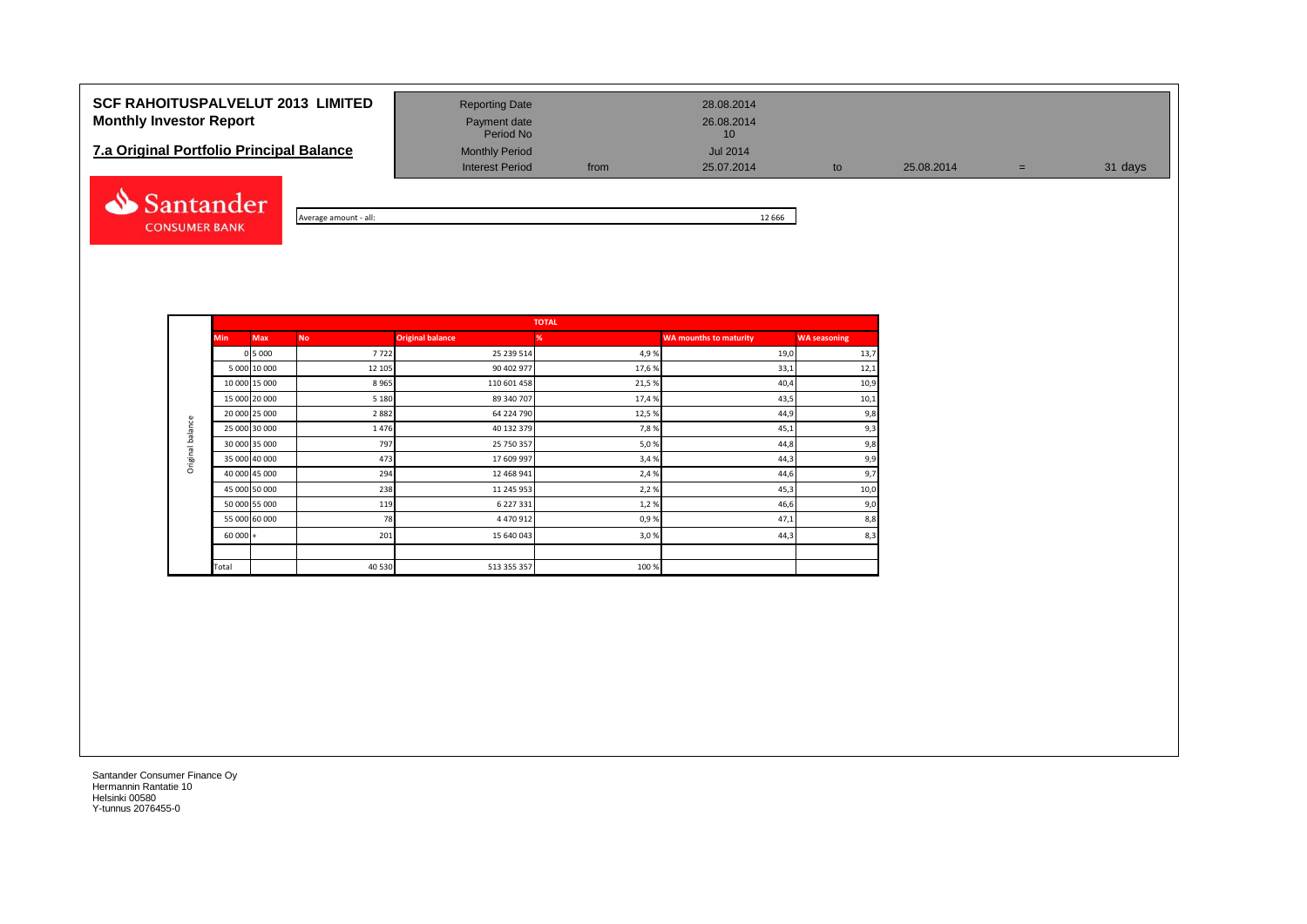# SCF RAHOITUSPALVELUT 2013 LIMITED
## Monthly Investor Report

## 7.a Original Portfolio Principal Balance

| | | | | | | | |
|---|---|---|---|---|---|---|---|
| Reporting Date | | 28.08.2014 | | | | | |
| Payment date | | 26.08.2014 | | | | | |
| Period No | | 10 | | | | | |
| Monthly Period | | Jul 2014 | | | | | |
| Interest Period | from | 25.07.2014 | to | 25.08.2014 | = | 31 days | |

Average amount - all: 12 666

| | TOTAL | | | | | | |
|---|---|---|---|---|---|---|---|
| | Min | Max | No | Original balance | % | WA mounths to maturity | WA seasoning |
| Original balance | 0 | 5 000 | 7 722 | 25 239 514 | 4,9 % | 19,0 | 13,7 |
| | 5 000 | 10 000 | 12 105 | 90 402 977 | 17,6 % | 33,1 | 12,1 |
| | 10 000 | 15 000 | 8 965 | 110 601 458 | 21,5 % | 40,4 | 10,9 |
| | 15 000 | 20 000 | 5 180 | 89 340 707 | 17,4 % | 43,5 | 10,1 |
| | 20 000 | 25 000 | 2 882 | 64 224 790 | 12,5 % | 44,9 | 9,8 |
| | 25 000 | 30 000 | 1 476 | 40 132 379 | 7,8 % | 45,1 | 9,3 |
| | 30 000 | 35 000 | 797 | 25 750 357 | 5,0 % | 44,8 | 9,8 |
| | 35 000 | 40 000 | 473 | 17 609 997 | 3,4 % | 44,3 | 9,9 |
| | 40 000 | 45 000 | 294 | 12 468 941 | 2,4 % | 44,6 | 9,7 |
| | 45 000 | 50 000 | 238 | 11 245 953 | 2,2 % | 45,3 | 10,0 |
| | 50 000 | 55 000 | 119 | 6 227 331 | 1,2 % | 46,6 | 9,0 |
| | 55 000 | 60 000 | 78 | 4 470 912 | 0,9 % | 47,1 | 8,8 |
| | 60 000 | + | 201 | 15 640 043 | 3,0 % | 44,3 | 8,3 |
| | | | | | | | |
| | Total | | 40 530 | 513 355 357 | 100 % | | |

Santander Consumer Finance Oy
Hermannin Rantatie 10
Helsinki 00580
Y-tunnus 2076455-0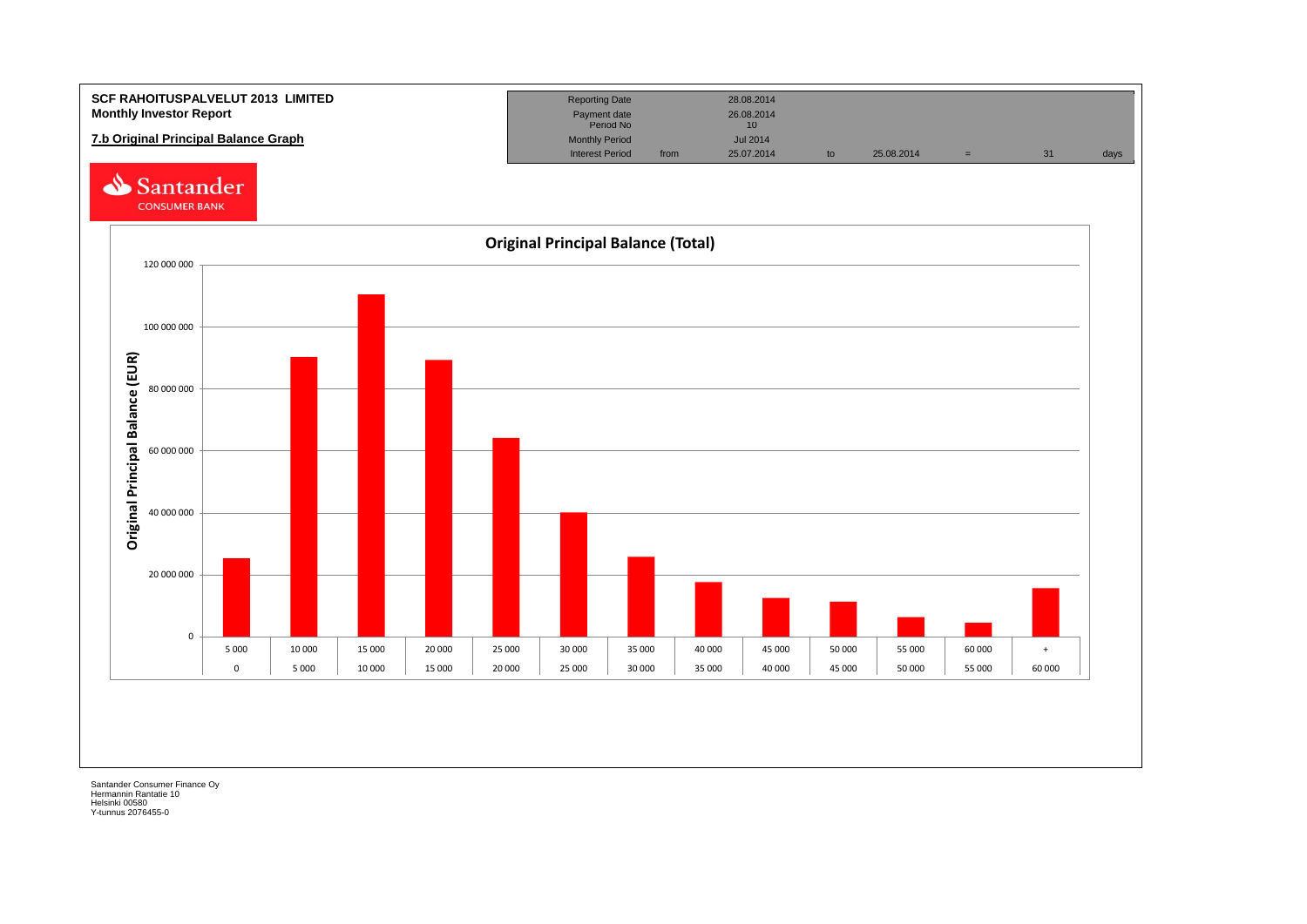**SCF RAHOITUSPALVELUT 2013 LIMITED**
**Monthly Investor Report**

**7.b Original Principal Balance Graph**

| Reporting Date | | 28.08.2014 | | | | | |
|---|---|---|---|---|---|---|---|
| Payment date | | 26.08.2014 | | | | | |
| Period No | | 10 | | | | | |
| Monthly Period | | Jul 2014 | | | | | |
| Interest Period | from | 25.07.2014 | to | 25.08.2014 | = | 31 | days |

Santander
CONSUMER BANK

**Original Principal Balance (Total)**

Original Principal Balance (EUR)

| 0 – 5 000 | 5 000 – 10 000 | 10 000 – 15 000 | 15 000 – 20 000 | 20 000 – 25 000 | 25 000 – 30 000 | 30 000 – 35 000 | 35 000 – 40 000 | 40 000 – 45 000 | 45 000 – 50 000 | 50 000 – 55 000 | 55 000 – 60 000 | 60 000 + |
|---|---|---|---|---|---|---|---|---|---|---|---|---|

Santander Consumer Finance Oy
Hermannin Rantatie 10
Helsinki 00580
Y-tunnus 2076455-0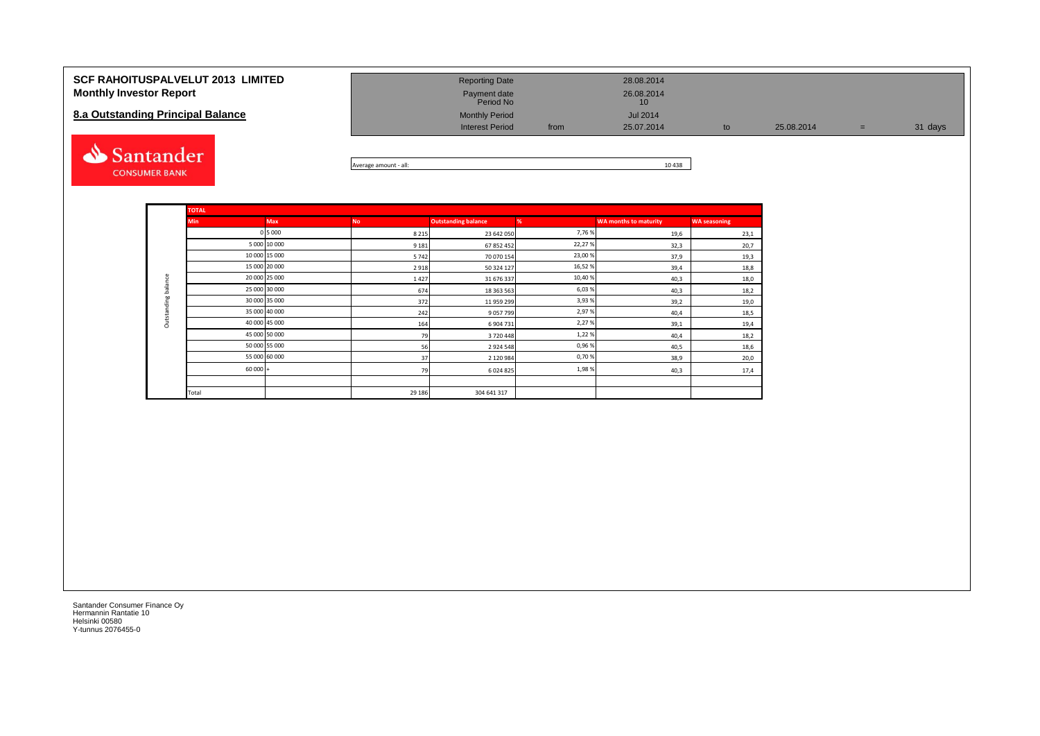# SCF RAHOITUSPALVELUT 2013 LIMITED
## Monthly Investor Report

### 8.a Outstanding Principal Balance

| | | | | | | |
|---|---|---|---|---|---|---|
| Reporting Date | | 28.08.2014 | | | | |
| Payment date | | 26.08.2014 | | | | |
| Period No | | 10 | | | | |
| Monthly Period | | Jul 2014 | | | | |
| Interest Period | from | 25.07.2014 | to | 25.08.2014 | = | 31 days |

Average amount - all: 10 438

| | TOTAL | | | | | | |
|---|---|---|---|---|---|---|---|
| | Min | Max | No | Outstanding balance | % | WA months to maturity | WA seasoning |
| Outstanding balance | 0 | 5 000 | 8 215 | 23 642 050 | 7,76 % | 19,6 | 23,1 |
| | 5 000 | 10 000 | 9 181 | 67 852 452 | 22,27 % | 32,3 | 20,7 |
| | 10 000 | 15 000 | 5 742 | 70 070 154 | 23,00 % | 37,9 | 19,3 |
| | 15 000 | 20 000 | 2 918 | 50 324 127 | 16,52 % | 39,4 | 18,8 |
| | 20 000 | 25 000 | 1 427 | 31 676 337 | 10,40 % | 40,3 | 18,0 |
| | 25 000 | 30 000 | 674 | 18 363 563 | 6,03 % | 40,3 | 18,2 |
| | 30 000 | 35 000 | 372 | 11 959 299 | 3,93 % | 39,2 | 19,0 |
| | 35 000 | 40 000 | 242 | 9 057 799 | 2,97 % | 40,4 | 18,5 |
| | 40 000 | 45 000 | 164 | 6 904 731 | 2,27 % | 39,1 | 19,4 |
| | 45 000 | 50 000 | 79 | 3 720 448 | 1,22 % | 40,4 | 18,2 |
| | 50 000 | 55 000 | 56 | 2 924 548 | 0,96 % | 40,5 | 18,6 |
| | 55 000 | 60 000 | 37 | 2 120 984 | 0,70 % | 38,9 | 20,0 |
| | 60 000 | + | 79 | 6 024 825 | 1,98 % | 40,3 | 17,4 |
| | | | | | | | |
| | Total | | 29 186 | 304 641 317 | | | |

Santander Consumer Finance Oy
Hermannin Rantatie 10
Helsinki 00580
Y-tunnus 2076455-0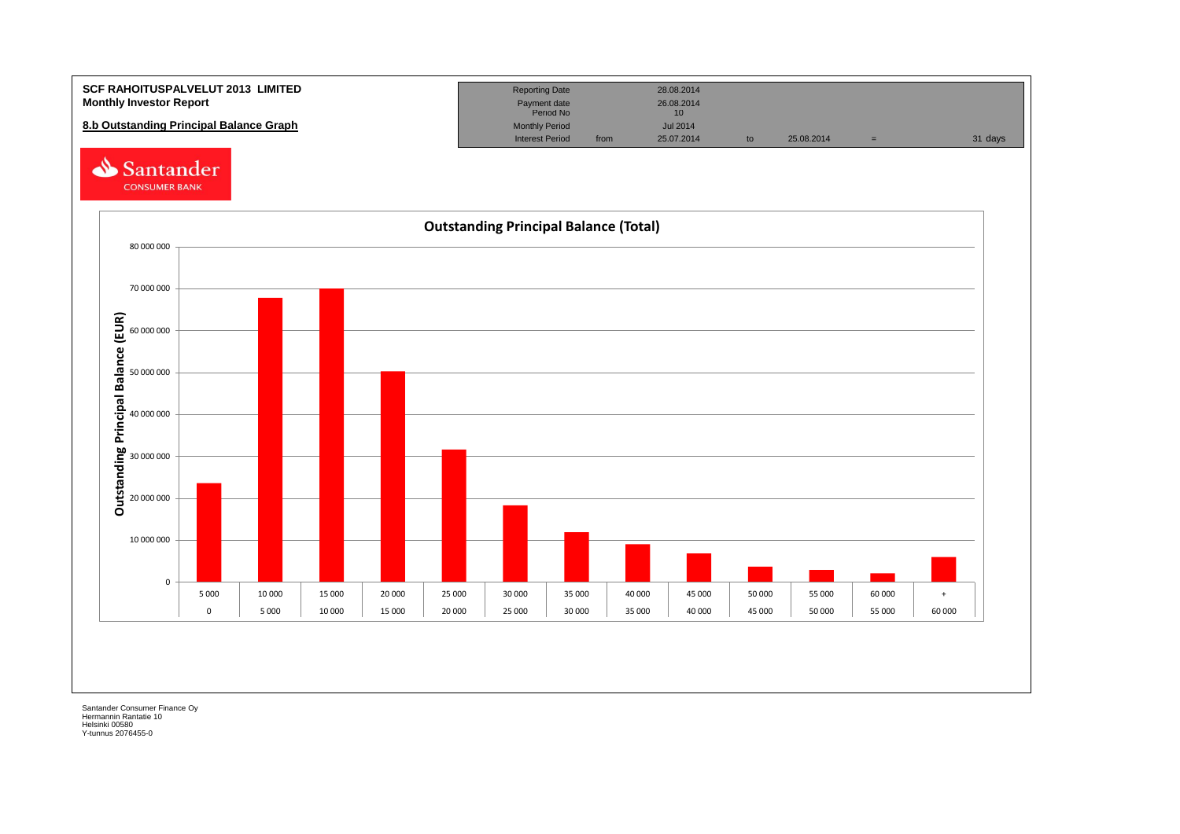**SCF RAHOITUSPALVELUT 2013 LIMITED**
**Monthly Investor Report**

## 8.b Outstanding Principal Balance Graph

| | | | | | | |
|---|---|---|---|---|---|---|
| Reporting Date | | 28.08.2014 | | | | |
| Payment date | | 26.08.2014 | | | | |
| Period No | | 10 | | | | |
| Monthly Period | | Jul 2014 | | | | |
| Interest Period | from | 25.07.2014 | to | 25.08.2014 | = | 31 days |

Santander CONSUMER BANK

**Outstanding Principal Balance (Total)**

Outstanding Principal Balance (EUR)

| From | To |
|---|---|
| 0 | 5 000 |
| 5 000 | 10 000 |
| 10 000 | 15 000 |
| 15 000 | 20 000 |
| 20 000 | 25 000 |
| 25 000 | 30 000 |
| 30 000 | 35 000 |
| 35 000 | 40 000 |
| 40 000 | 45 000 |
| 45 000 | 50 000 |
| 50 000 | 55 000 |
| 55 000 | 60 000 |
| 60 000 | + |

Santander Consumer Finance Oy
Hermannin Rantatie 10
Helsinki 00580
Y-tunnus 2076455-0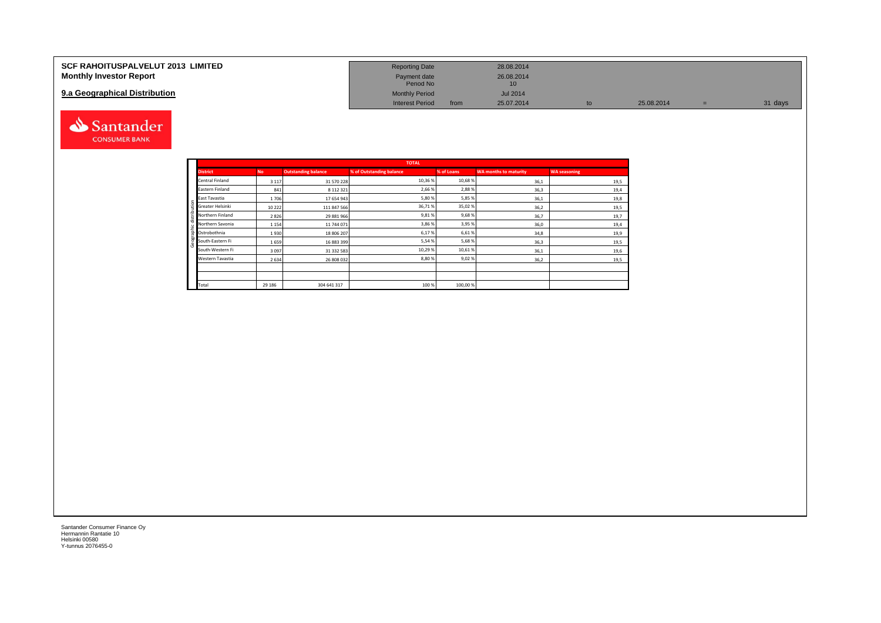# SCF RAHOITUSPALVELUT 2013 LIMITED
## Monthly Investor Report

### 9.a Geographical Distribution

| | | | | | | |
|---|---|---|---|---|---|---|
| Reporting Date | | 28.08.2014 | | | | |
| Payment date | | 26.08.2014 | | | | |
| Period No | | 10 | | | | |
| Monthly Period | | Jul 2014 | | | | |
| Interest Period | from | 25.07.2014 | to | 25.08.2014 | = | 31 days |

**TOTAL** — Geographic distribution

| District | No | Outstanding balance | % of Outstanding balance | % of Loans | WA months to maturity | WA seasoning |
|---|---|---|---|---|---|---|
| Central Finland | 3 117 | 31 570 228 | 10,36 % | 10,68 % | 36,1 | 19,5 |
| Eastern Finland | 841 | 8 112 321 | 2,66 % | 2,88 % | 36,3 | 19,4 |
| East Tavastia | 1 706 | 17 654 943 | 5,80 % | 5,85 % | 36,1 | 19,8 |
| Greater Helsinki | 10 222 | 111 847 566 | 36,71 % | 35,02 % | 36,2 | 19,5 |
| Northern Finland | 2 826 | 29 881 966 | 9,81 % | 9,68 % | 36,7 | 19,7 |
| Northern Savonia | 1 154 | 11 744 071 | 3,86 % | 3,95 % | 36,0 | 19,4 |
| Ostrobothnia | 1 930 | 18 806 207 | 6,17 % | 6,61 % | 34,8 | 19,9 |
| South-Eastern Fi | 1 659 | 16 883 399 | 5,54 % | 5,68 % | 36,3 | 19,5 |
| South-Western Fi | 3 097 | 31 332 583 | 10,29 % | 10,61 % | 36,1 | 19,6 |
| Western Tavastia | 2 634 | 26 808 032 | 8,80 % | 9,02 % | 36,2 | 19,5 |
| | | | | | | |
| | | | | | | |
| Total | 29 186 | 304 641 317 | 100 % | 100,00 % | | |

Santander Consumer Finance Oy
Hermannin Rantatie 10
Helsinki 00580
Y-tunnus 2076455-0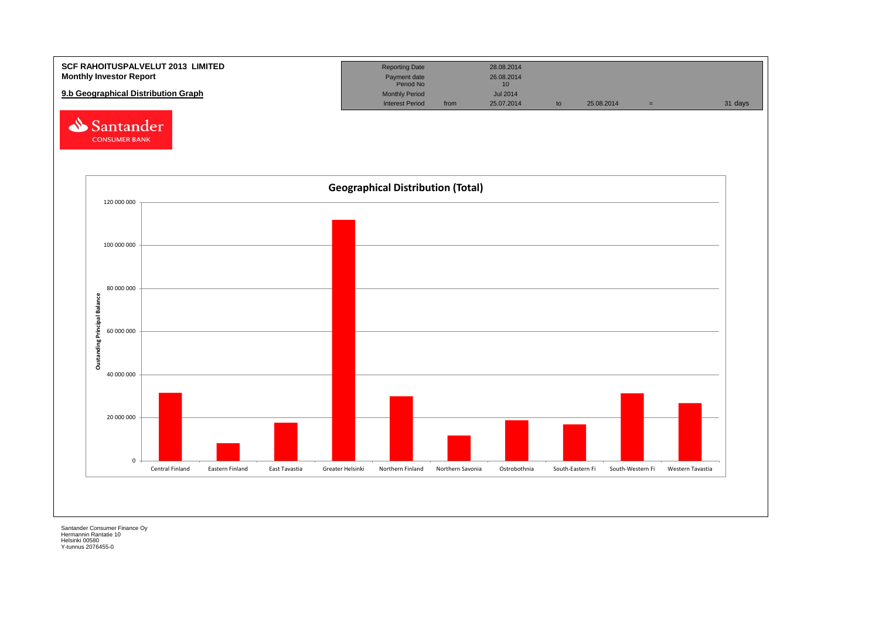**SCF RAHOITUSPALVELUT 2013 LIMITED**
**Monthly Investor Report**

## 9.b Geographical Distribution Graph

| | | | | | | |
|---|---|---|---|---|---|---|
| Reporting Date | | 28.08.2014 | | | | |
| Payment date | | 26.08.2014 | | | | |
| Period No | | 10 | | | | |
| Monthly Period | | Jul 2014 | | | | |
| Interest Period | from | 25.07.2014 | to | 25.08.2014 | = | 31 days |

Santander CONSUMER BANK

**Geographical Distribution (Total)**

Oustanding Principal Balance

120 000 000
100 000 000
80 000 000
60 000 000
40 000 000
20 000 000
0

Central Finland, Eastern Finland, East Tavastia, Greater Helsinki, Northern Finland, Northern Savonia, Ostrobothnia, South-Eastern Fi, South-Western Fi, Western Tavastia

Santander Consumer Finance Oy
Hermannin Rantatie 10
Helsinki 00580
Y-tunnus 2076455-0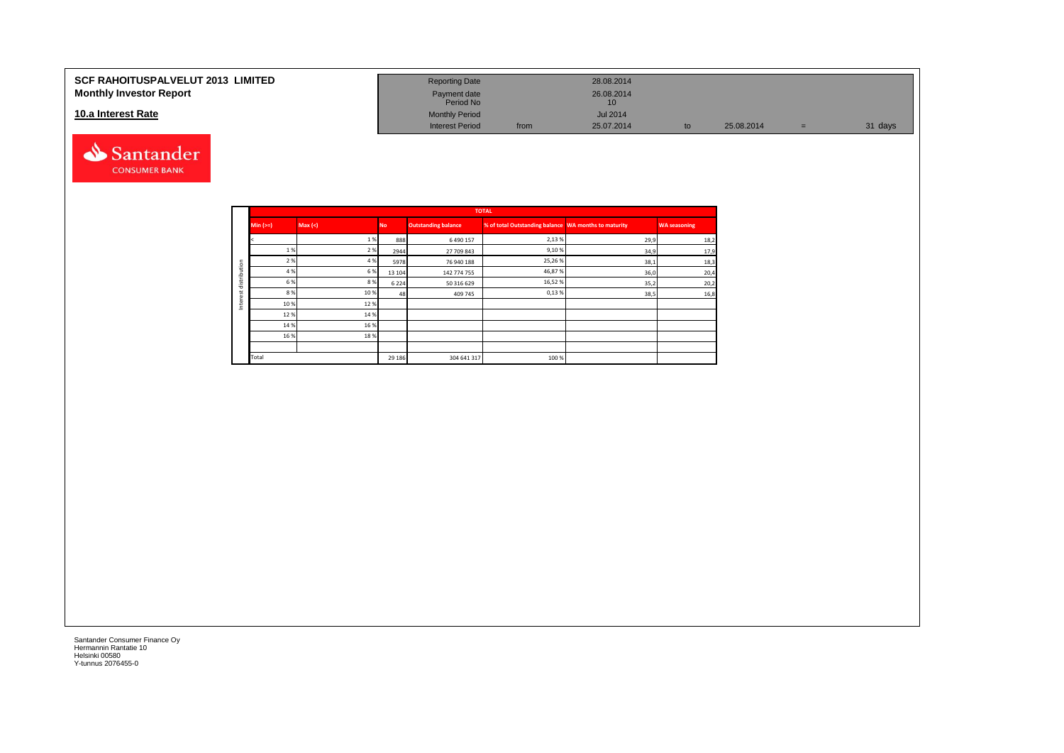# SCF RAHOITUSPALVELUT 2013 LIMITED
## Monthly Investor Report

| | | | | | | |
|---|---|---|---|---|---|---|
| Reporting Date | | 28.08.2014 | | | | |
| Payment date | | 26.08.2014 | | | | |
| Period No | | 10 | | | | |
| Monthly Period | | Jul 2014 | | | | |
| Interest Period | from | 25.07.2014 | to | 25.08.2014 | = | 31 days |

### 10.a Interest Rate

| | TOTAL | | | | | | |
|---|---|---|---|---|---|---|---|
| | Min (>=) | Max (<) | No | Outstanding balance | % of total Outstanding balance | WA months to maturity | WA seasoning |
| Interest distribution | < | 1 % | 888 | 6 490 157 | 2,13 % | 29,9 | 18,2 |
| | 1 % | 2 % | 2944 | 27 709 843 | 9,10 % | 34,9 | 17,9 |
| | 2 % | 4 % | 5978 | 76 940 188 | 25,26 % | 38,1 | 18,3 |
| | 4 % | 6 % | 13 104 | 142 774 755 | 46,87 % | 36,0 | 20,4 |
| | 6 % | 8 % | 6 224 | 50 316 629 | 16,52 % | 35,2 | 20,2 |
| | 8 % | 10 % | 48 | 409 745 | 0,13 % | 38,5 | 16,8 |
| | 10 % | 12 % | | | | | |
| | 12 % | 14 % | | | | | |
| | 14 % | 16 % | | | | | |
| | 16 % | 18 % | | | | | |
| | | | | | | | |
| | Total | | 29 186 | 304 641 317 | 100 % | | |

Santander Consumer Finance Oy
Hermannin Rantatie 10
Helsinki 00580
Y-tunnus 2076455-0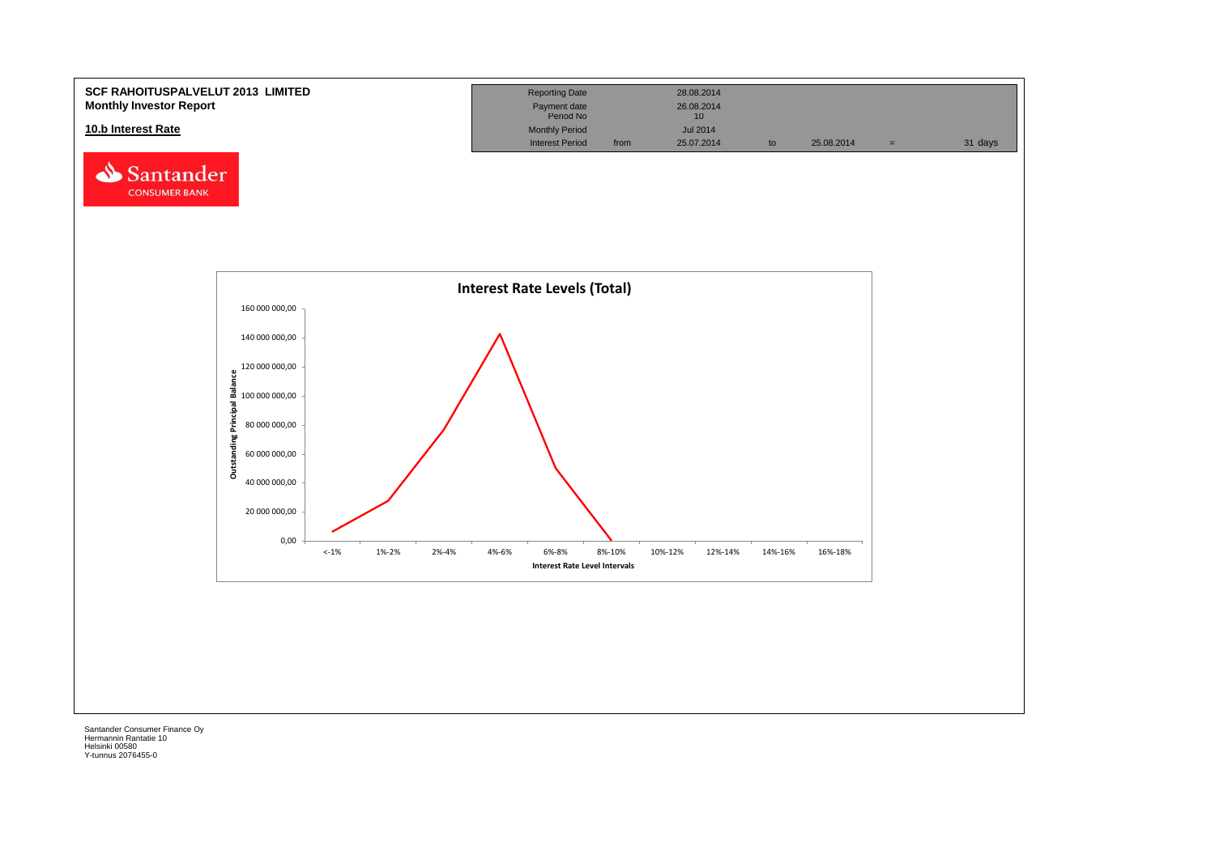**SCF RAHOITUSPALVELUT 2013 LIMITED**
**Monthly Investor Report**

## 10.b Interest Rate

| Reporting Date | | 28.08.2014 | | | | |
|---|---|---|---|---|---|---|
| Payment date | | 26.08.2014 | | | | |
| Period No | | 10 | | | | |
| Monthly Period | | Jul 2014 | | | | |
| Interest Period | from | 25.07.2014 | to | 25.08.2014 | = | 31 days |

Santander CONSUMER BANK

**Interest Rate Levels (Total)**

Outstanding Principal Balance

160 000 000,00
140 000 000,00
120 000 000,00
100 000 000,00
80 000 000,00
60 000 000,00
40 000 000,00
20 000 000,00
0,00

<-1% | 1%-2% | 2%-4% | 4%-6% | 6%-8% | 8%-10% | 10%-12% | 12%-14% | 14%-16% | 16%-18%

Interest Rate Level Intervals

Santander Consumer Finance Oy
Hermannin Rantatie 10
Helsinki 00580
Y-tunnus 2076455-0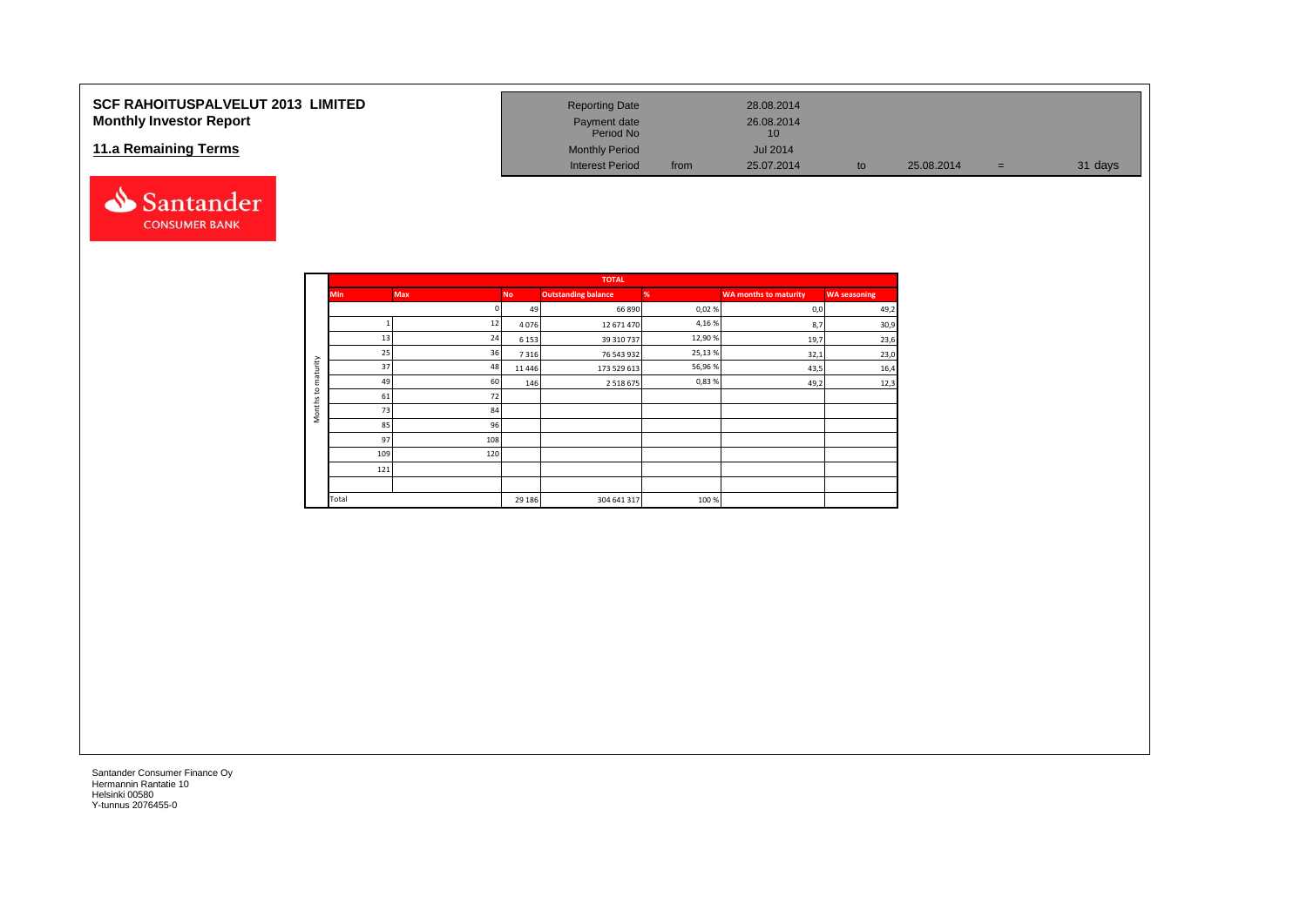**SCF RAHOITUSPALVELUT 2013 LIMITED**
**Monthly Investor Report**

## 11.a Remaining Terms

| | | | | | |
|---|---|---|---|---|---|
| Reporting Date | | 28.08.2014 | | | |
| Payment date | | 26.08.2014 | | | |
| Period No | | 10 | | | |
| Monthly Period | | Jul 2014 | | | |
| Interest Period | from | 25.07.2014 | to | 25.08.2014 | = 31 days |

| | TOTAL | | | | | | |
|---|---|---|---|---|---|---|---|
| Min | Max | No | Outstanding balance | % | WA months to maturity | WA seasoning | |
| | 0 | 49 | 66 890 | 0,02 % | 0,0 | 49,2 | |
| 1 | 12 | 4 076 | 12 671 470 | 4,16 % | 8,7 | 30,9 | |
| 13 | 24 | 6 153 | 39 310 737 | 12,90 % | 19,7 | 23,6 | |
| 25 | 36 | 7 316 | 76 543 932 | 25,13 % | 32,1 | 23,0 | |
| 37 | 48 | 11 446 | 173 529 613 | 56,96 % | 43,5 | 16,4 | |
| 49 | 60 | 146 | 2 518 675 | 0,83 % | 49,2 | 12,3 | |
| 61 | 72 | | | | | | |
| 73 | 84 | | | | | | |
| 85 | 96 | | | | | | |
| 97 | 108 | | | | | | |
| 109 | 120 | | | | | | |
| 121 | | | | | | | |
| Total | | 29 186 | 304 641 317 | 100 % | | | |

*Months to maturity*

Santander Consumer Finance Oy
Hermannin Rantatie 10
Helsinki 00580
Y-tunnus 2076455-0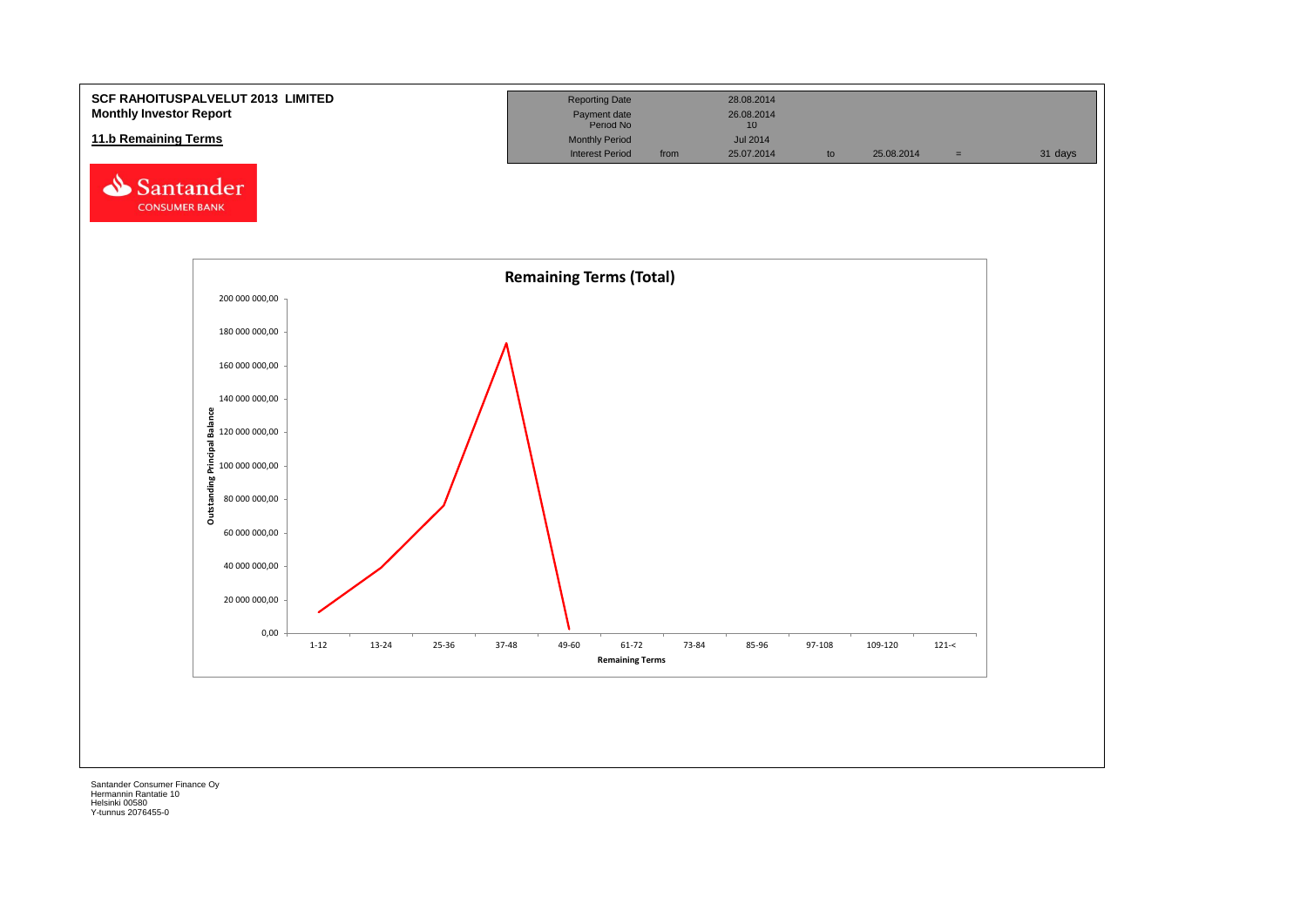**SCF RAHOITUSPALVELUT 2013 LIMITED**
**Monthly Investor Report**

## 11.b Remaining Terms

| Reporting Date | | 28.08.2014 | | | | |
|---|---|---|---|---|---|---|
| Payment date | | 26.08.2014 | | | | |
| Period No | | 10 | | | | |
| Monthly Period | | Jul 2014 | | | | |
| Interest Period | from | 25.07.2014 | to | 25.08.2014 | = | 31 days |

Santander CONSUMER BANK

**Remaining Terms (Total)**

Outstanding Principal Balance

200 000 000,00
180 000 000,00
160 000 000,00
140 000 000,00
120 000 000,00
100 000 000,00
80 000 000,00
60 000 000,00
40 000 000,00
20 000 000,00
0,00

1-12 | 13-24 | 25-36 | 37-48 | 49-60 | 61-72 | 73-84 | 85-96 | 97-108 | 109-120 | 121-<

Remaining Terms

Santander Consumer Finance Oy
Hermannin Rantatie 10
Helsinki 00580
Y-tunnus 2076455-0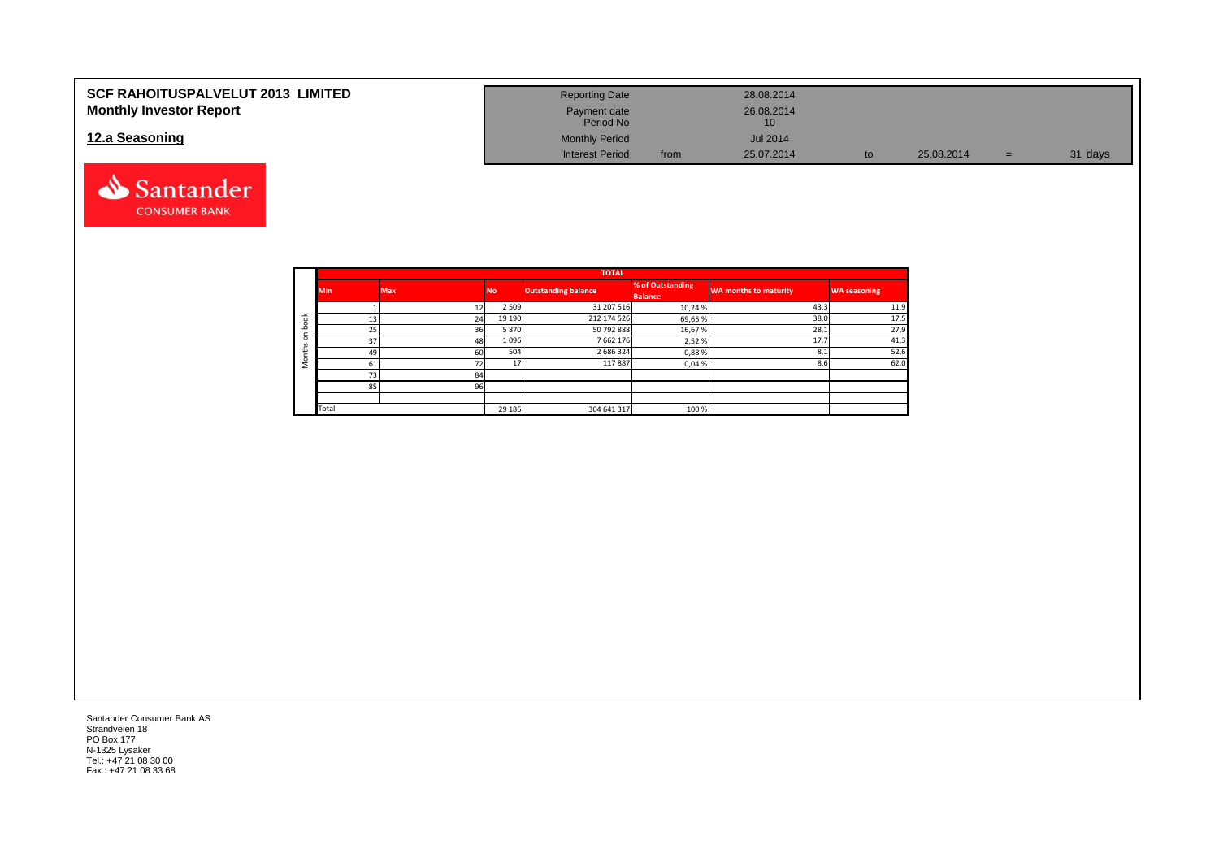# SCF RAHOITUSPALVELUT 2013 LIMITED
## Monthly Investor Report

## 12.a Seasoning

| | | | | | | |
|---|---|---|---|---|---|---|
| Reporting Date | | 28.08.2014 | | | | |
| Payment date | | 26.08.2014 | | | | |
| Period No | | 10 | | | | |
| Monthly Period | | Jul 2014 | | | | |
| Interest Period | from | 25.07.2014 | to | 25.08.2014 | = | 31 days |

| | TOTAL | | | | | | |
|---|---|---|---|---|---|---|---|
| Months on book | Min | Max | No | Outstanding balance | % of Outstanding Balance | WA months to maturity | WA seasoning |
| | 1 | 12 | 2 509 | 31 207 516 | 10,24 % | 43,3 | 11,9 |
| | 13 | 24 | 19 190 | 212 174 526 | 69,65 % | 38,0 | 17,5 |
| | 25 | 36 | 5 870 | 50 792 888 | 16,67 % | 28,1 | 27,9 |
| | 37 | 48 | 1 096 | 7 662 176 | 2,52 % | 17,7 | 41,3 |
| | 49 | 60 | 504 | 2 686 324 | 0,88 % | 8,1 | 52,6 |
| | 61 | 72 | 17 | 117 887 | 0,04 % | 8,6 | 62,0 |
| | 73 | 84 | | | | | |
| | 85 | 96 | | | | | |
| | Total | | 29 186 | 304 641 317 | 100 % | | |

Santander Consumer Bank AS
Strandveien 18
PO Box 177
N-1325 Lysaker
Tel.: +47 21 08 30 00
Fax.: +47 21 08 33 68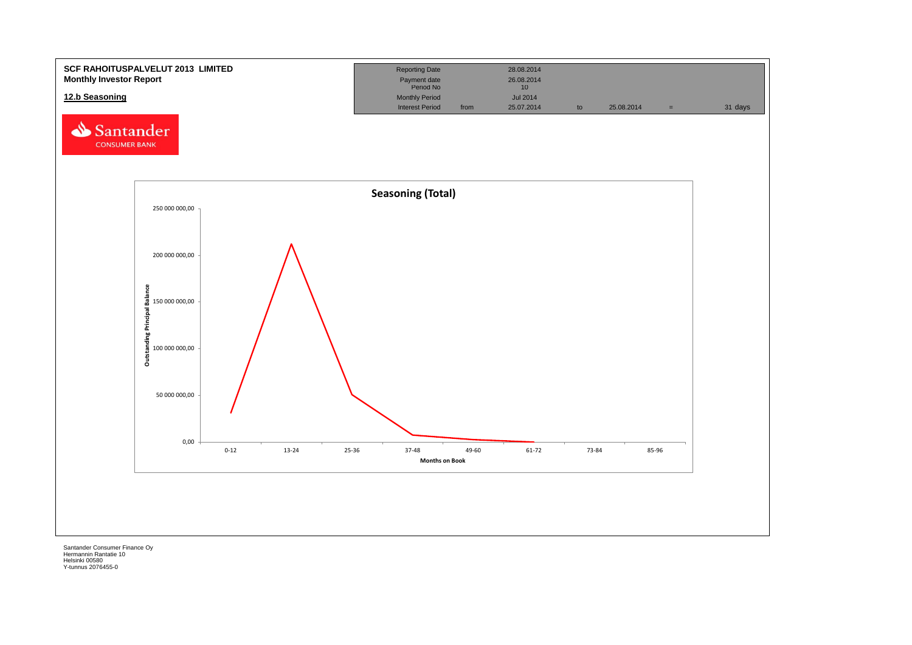**SCF RAHOITUSPALVELUT 2013 LIMITED**
**Monthly Investor Report**

## 12.b Seasoning

| Reporting Date | | 28.08.2014 | | | | |
|---|---|---|---|---|---|---|
| Payment date | | 26.08.2014 | | | | |
| Period No | | 10 | | | | |
| Monthly Period | | Jul 2014 | | | | |
| Interest Period | from | 25.07.2014 | to | 25.08.2014 | = | 31 days |

**Seasoning (Total)**

Outstanding Principal Balance (y-axis): 0,00; 50 000 000,00; 100 000 000,00; 150 000 000,00; 200 000 000,00; 250 000 000,00

Months on Book (x-axis): 0-12; 13-24; 25-36; 37-48; 49-60; 61-72; 73-84; 85-96

Santander Consumer Finance Oy
Hermannin Rantatie 10
Helsinki 00580
Y-tunnus 2076455-0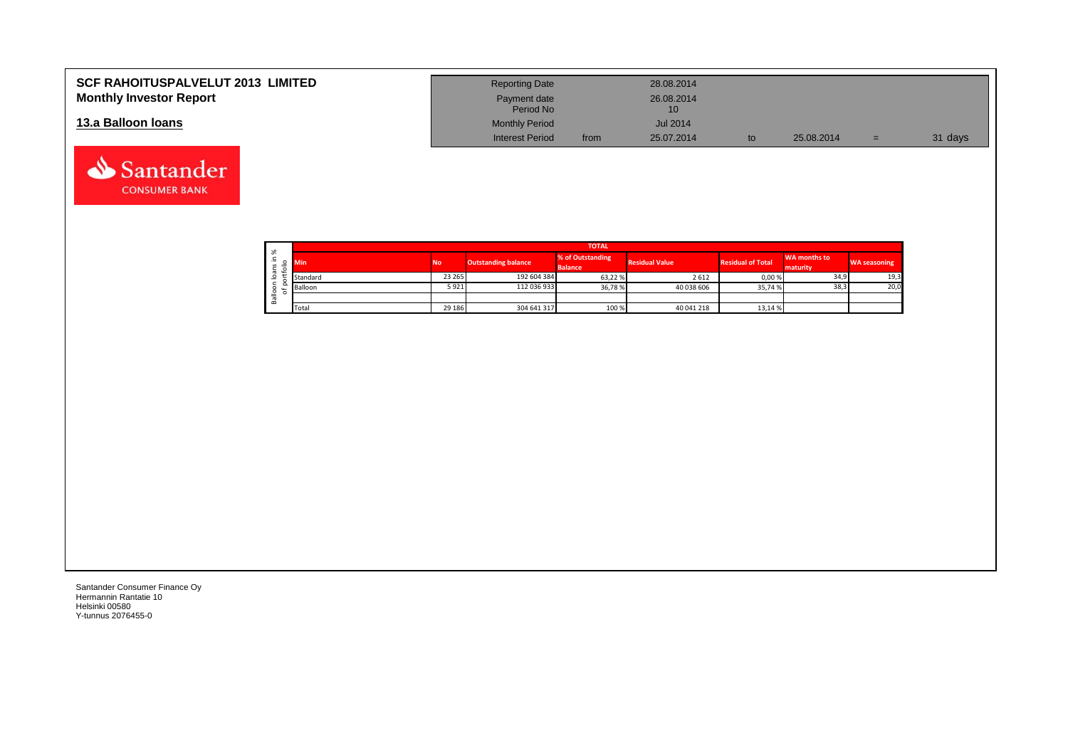# SCF RAHOITUSPALVELUT 2013 LIMITED
## Monthly Investor Report

## 13.a Balloon loans

| Reporting Date | | 28.08.2014 | | | | |
|---|---|---|---|---|---|---|
| Payment date Period No | | 26.08.2014 10 | | | | |
| Monthly Period | | Jul 2014 | | | | |
| Interest Period | from | 25.07.2014 | to | 25.08.2014 | = | 31 days |

Balloon loans in % of portfolio

| TOTAL | | | | | | | |
|---|---|---|---|---|---|---|---|
| Min | No | Outstanding balance | % of Outstanding Balance | Residual Value | Residual of Total | WA months to maturity | WA seasoning |
| Standard | 23 265 | 192 604 384 | 63,22 % | 2 612 | 0,00 % | 34,9 | 19,3 |
| Balloon | 5 921 | 112 036 933 | 36,78 % | 40 038 606 | 35,74 % | 38,3 | 20,0 |
| | | | | | | | |
| Total | 29 186 | 304 641 317 | 100 % | 40 041 218 | 13,14 % | | |

Santander Consumer Finance Oy
Hermannin Rantatie 10
Helsinki 00580
Y-tunnus 2076455-0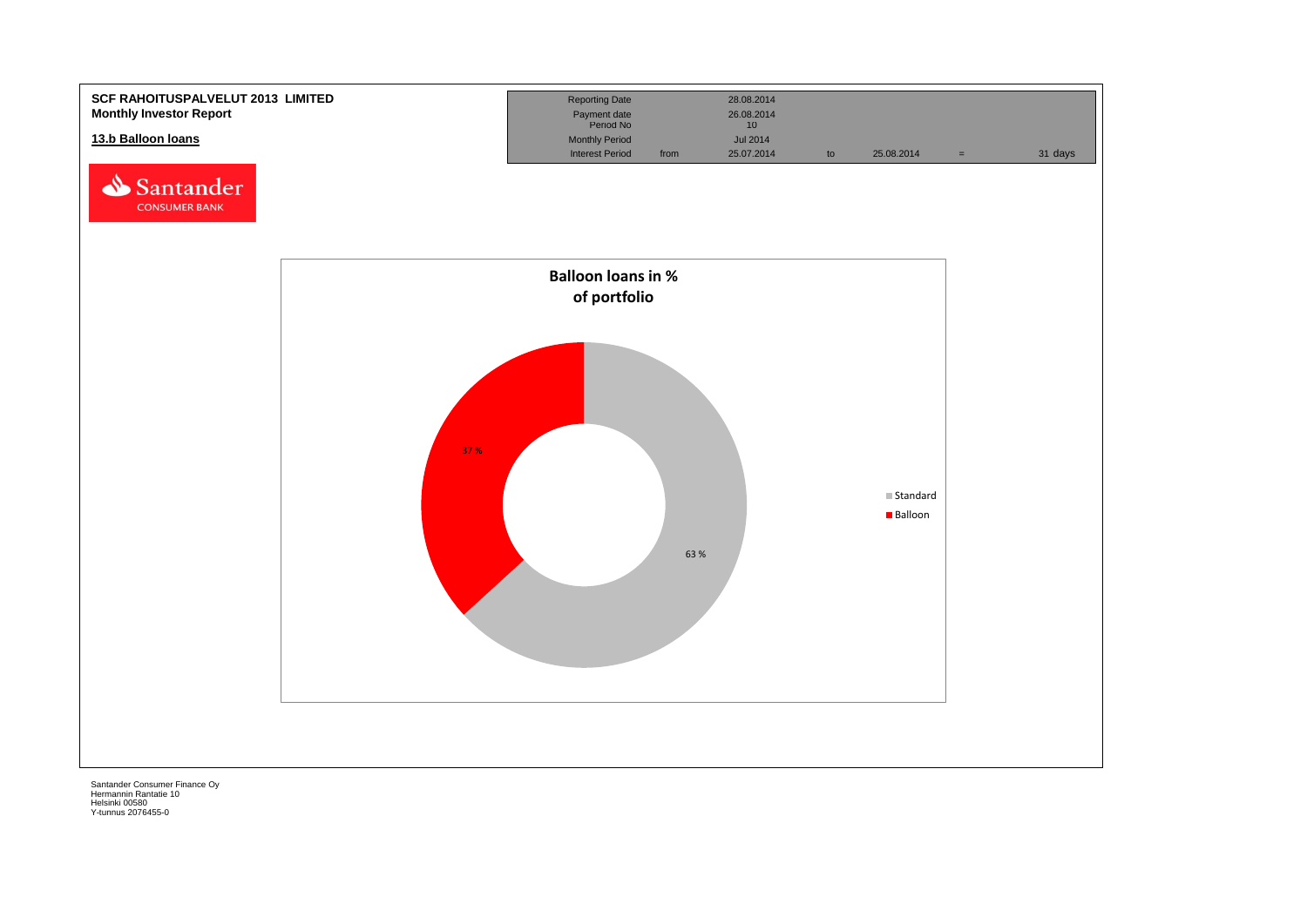**SCF RAHOITUSPALVELUT 2013 LIMITED**
**Monthly Investor Report**

## 13.b Balloon loans

| | | | | | | |
|---|---|---|---|---|---|---|
| Reporting Date | | 28.08.2014 | | | | |
| Payment date | | 26.08.2014 | | | | |
| Period No | | 10 | | | | |
| Monthly Period | | Jul 2014 | | | | |
| Interest Period | from | 25.07.2014 | to | 25.08.2014 | = | 31 days |

**Balloon loans in % of portfolio**

| Type | % |
|---|---|
| Standard | 63 % |
| Balloon | 37 % |

Santander Consumer Finance Oy
Hermannin Rantatie 10
Helsinki 00580
Y-tunnus 2076455-0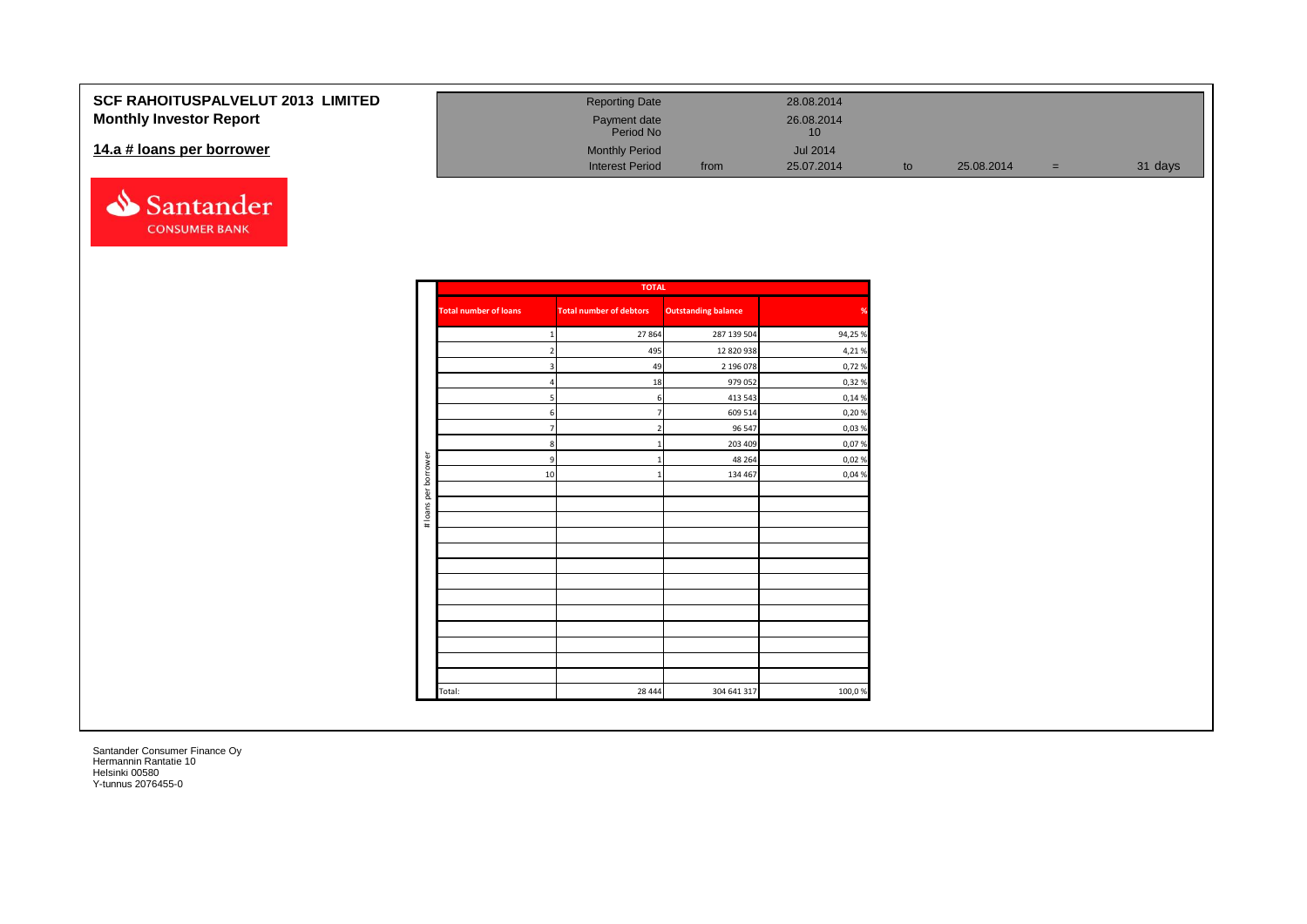**SCF RAHOITUSPALVELUT 2013 LIMITED**
**Monthly Investor Report**

## 14.a # loans per borrower

| | | | | | | |
|---|---|---|---|---|---|---|
| Reporting Date | | 28.08.2014 | | | | |
| Payment date | | 26.08.2014 | | | | |
| Period No | | 10 | | | | |
| Monthly Period | | Jul 2014 | | | | |
| Interest Period | from | 25.07.2014 | to | 25.08.2014 | = | 31 days |

Santander CONSUMER BANK

# loans per borrower

| TOTAL | | | |
|---|---|---|---|
| **Total number of loans** | **Total number of debtors** | **Outstanding balance** | **%** |
| 1 | 27 864 | 287 139 504 | 94,25 % |
| 2 | 495 | 12 820 938 | 4,21 % |
| 3 | 49 | 2 196 078 | 0,72 % |
| 4 | 18 | 979 052 | 0,32 % |
| 5 | 6 | 413 543 | 0,14 % |
| 6 | 7 | 609 514 | 0,20 % |
| 7 | 2 | 96 547 | 0,03 % |
| 8 | 1 | 203 409 | 0,07 % |
| 9 | 1 | 48 264 | 0,02 % |
| 10 | 1 | 134 467 | 0,04 % |
| Total: | 28 444 | 304 641 317 | 100,0 % |

Santander Consumer Finance Oy
Hermannin Rantatie 10
Helsinki 00580
Y-tunnus 2076455-0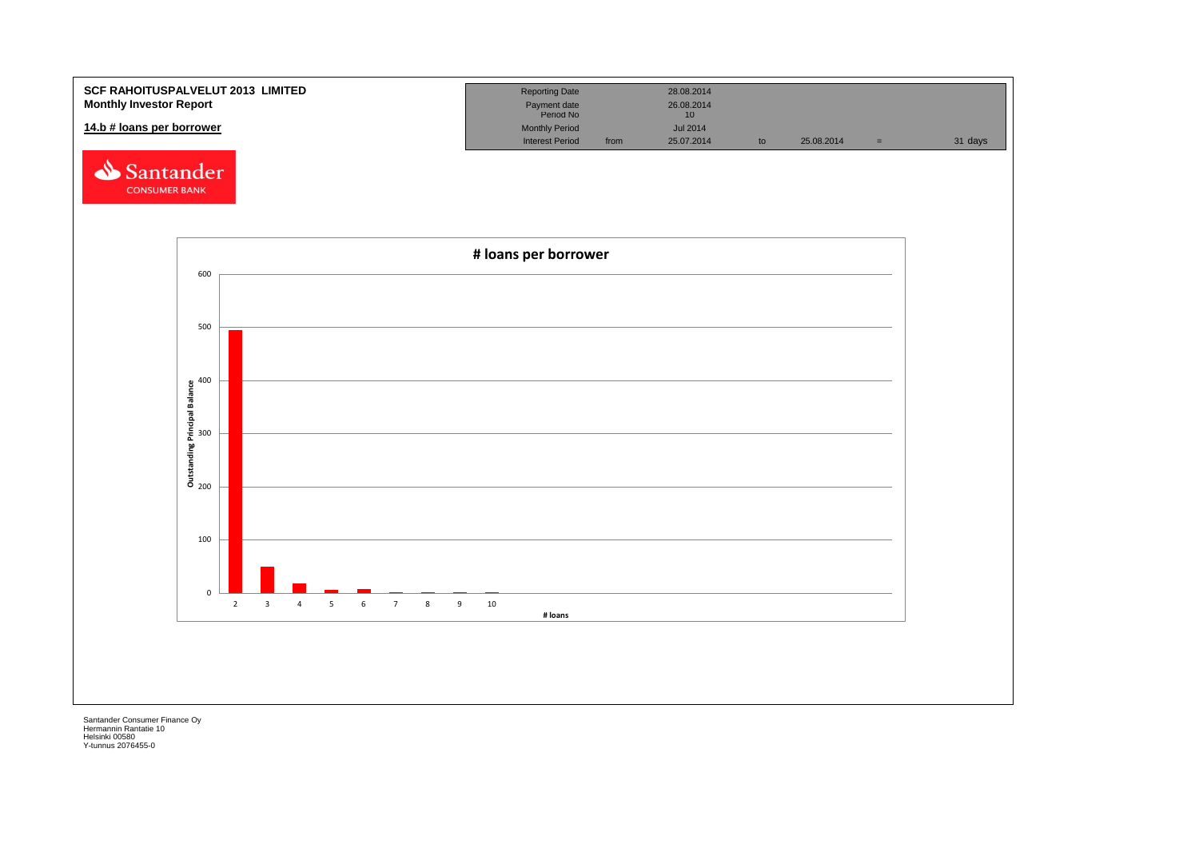**SCF RAHOITUSPALVELUT 2013 LIMITED**
**Monthly Investor Report**

**14.b # loans per borrower**

| Reporting Date | | 28.08.2014 | | | | |
|---|---|---|---|---|---|---|
| Payment date | | 26.08.2014 | | | | |
| Period No | | 10 | | | | |
| Monthly Period | | Jul 2014 | | | | |
| Interest Period | from | 25.07.2014 | to | 25.08.2014 | = | 31 days |

Santander CONSUMER BANK

# loans per borrower

Outstanding Principal Balance: 600, 500, 400, 300, 200, 100, 0

# loans: 2, 3, 4, 5, 6, 7, 8, 9, 10

Santander Consumer Finance Oy
Hermannin Rantatie 10
Helsinki 00580
Y-tunnus 2076455-0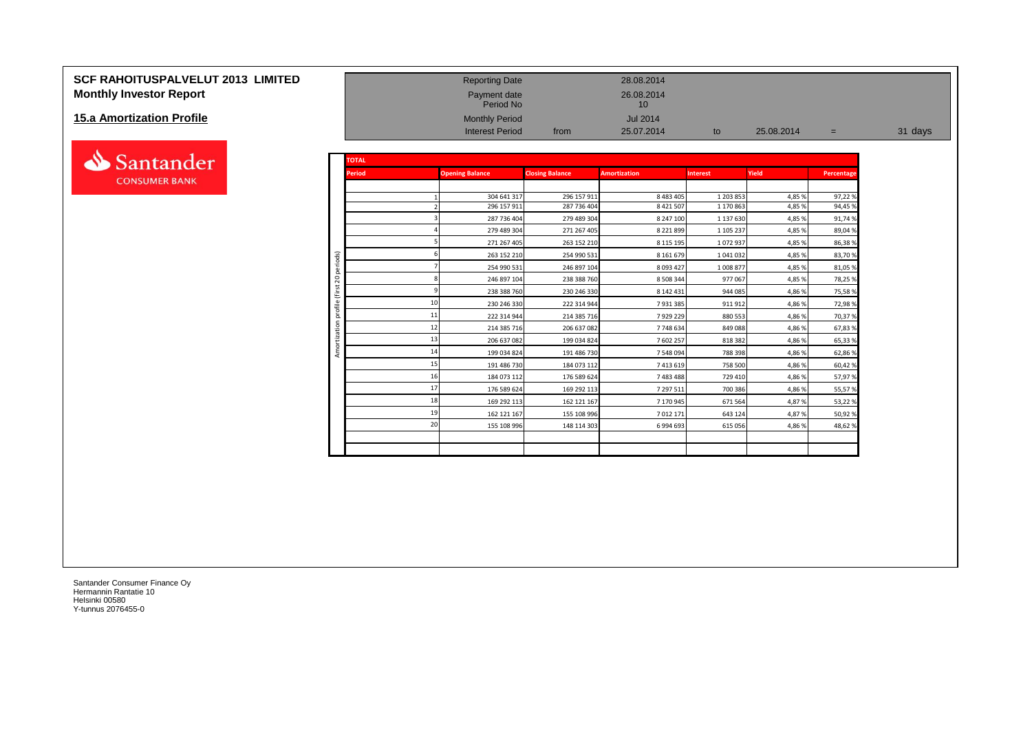# SCF RAHOITUSPALVELUT 2013 LIMITED
## Monthly Investor Report

### 15.a Amortization Profile

| | | | | | |
|---|---|---|---|---|---|
| Reporting Date | | 28.08.2014 | | | |
| Payment date | | 26.08.2014 | | | |
| Period No | | 10 | | | |
| Monthly Period | | Jul 2014 | | | |
| Interest Period | from | 25.07.2014 | to | 25.08.2014 | = 31 days |

**TOTAL**

Amortization profile (first 20 periods)

| Period | Opening Balance | Closing Balance | Amortization | Interest | Yield | Percentage |
|---|---|---|---|---|---|---|
| 1 | 304 641 317 | 296 157 911 | 8 483 405 | 1 203 853 | 4,85 % | 97,22 % |
| 2 | 296 157 911 | 287 736 404 | 8 421 507 | 1 170 863 | 4,85 % | 94,45 % |
| 3 | 287 736 404 | 279 489 304 | 8 247 100 | 1 137 630 | 4,85 % | 91,74 % |
| 4 | 279 489 304 | 271 267 405 | 8 221 899 | 1 105 237 | 4,85 % | 89,04 % |
| 5 | 271 267 405 | 263 152 210 | 8 115 195 | 1 072 937 | 4,85 % | 86,38 % |
| 6 | 263 152 210 | 254 990 531 | 8 161 679 | 1 041 032 | 4,85 % | 83,70 % |
| 7 | 254 990 531 | 246 897 104 | 8 093 427 | 1 008 877 | 4,85 % | 81,05 % |
| 8 | 246 897 104 | 238 388 760 | 8 508 344 | 977 067 | 4,85 % | 78,25 % |
| 9 | 238 388 760 | 230 246 330 | 8 142 431 | 944 085 | 4,86 % | 75,58 % |
| 10 | 230 246 330 | 222 314 944 | 7 931 385 | 911 912 | 4,86 % | 72,98 % |
| 11 | 222 314 944 | 214 385 716 | 7 929 229 | 880 553 | 4,86 % | 70,37 % |
| 12 | 214 385 716 | 206 637 082 | 7 748 634 | 849 088 | 4,86 % | 67,83 % |
| 13 | 206 637 082 | 199 034 824 | 7 602 257 | 818 382 | 4,86 % | 65,33 % |
| 14 | 199 034 824 | 191 486 730 | 7 548 094 | 788 398 | 4,86 % | 62,86 % |
| 15 | 191 486 730 | 184 073 112 | 7 413 619 | 758 500 | 4,86 % | 60,42 % |
| 16 | 184 073 112 | 176 589 624 | 7 483 488 | 729 410 | 4,86 % | 57,97 % |
| 17 | 176 589 624 | 169 292 113 | 7 297 511 | 700 386 | 4,86 % | 55,57 % |
| 18 | 169 292 113 | 162 121 167 | 7 170 945 | 671 564 | 4,87 % | 53,22 % |
| 19 | 162 121 167 | 155 108 996 | 7 012 171 | 643 124 | 4,87 % | 50,92 % |
| 20 | 155 108 996 | 148 114 303 | 6 994 693 | 615 056 | 4,86 % | 48,62 % |

Santander Consumer Finance Oy
Hermannin Rantatie 10
Helsinki 00580
Y-tunnus 2076455-0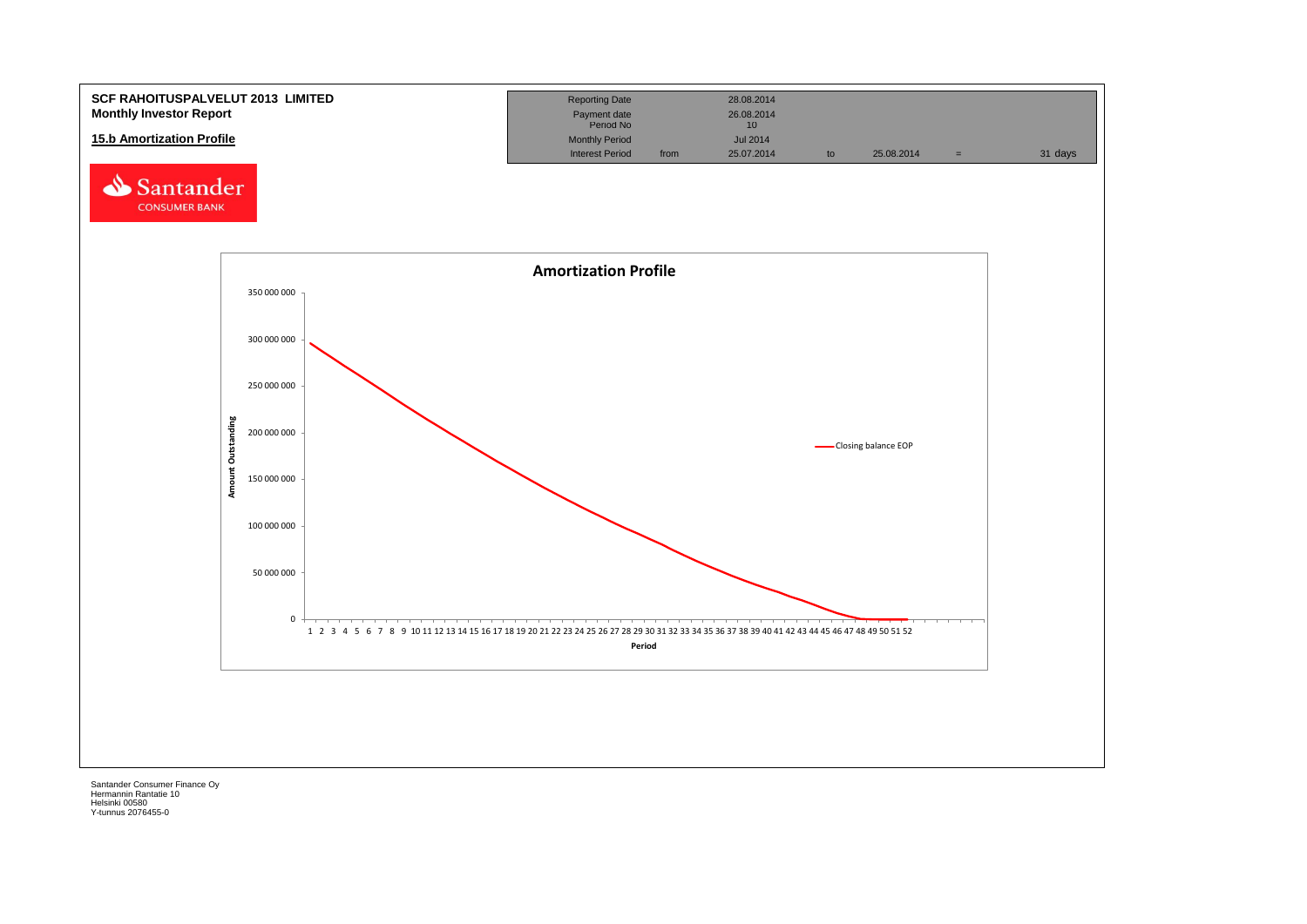**SCF RAHOITUSPALVELUT 2013 LIMITED**
**Monthly Investor Report**

**15.b Amortization Profile**

| Reporting Date | | 28.08.2014 | | | | |
|---|---|---|---|---|---|---|
| Payment date | | 26.08.2014 | | | | |
| Period No | | 10 | | | | |
| Monthly Period | | Jul 2014 | | | | |
| Interest Period | from | 25.07.2014 | to | 25.08.2014 | = | 31 days |

Santander CONSUMER BANK

**Amortization Profile**

Amount Outstanding: 350 000 000, 300 000 000, 250 000 000, 200 000 000, 150 000 000, 100 000 000, 50 000 000, 0

Period: 1 2 3 4 5 6 7 8 9 10 11 12 13 14 15 16 17 18 19 20 21 22 23 24 25 26 27 28 29 30 31 32 33 34 35 36 37 38 39 40 41 42 43 44 45 46 47 48 49 50 51 52

Closing balance EOP

Santander Consumer Finance Oy
Hermannin Rantatie 10
Helsinki 00580
Y-tunnus 2076455-0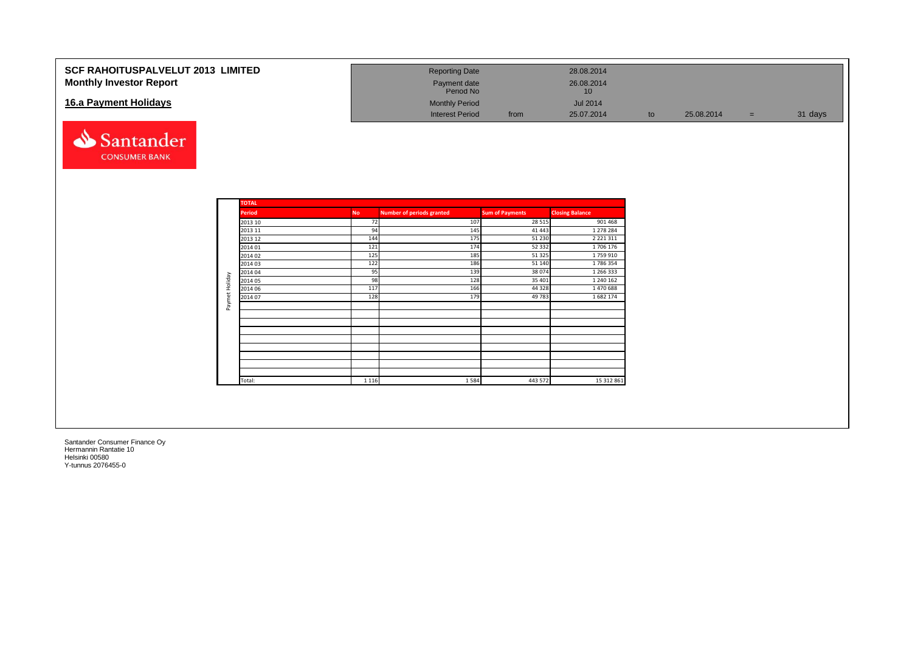# SCF RAHOITUSPALVELUT 2013 LIMITED
## Monthly Investor Report

| | | | | | | |
|---|---|---|---|---|---|---|
| Reporting Date | | 28.08.2014 | | | | |
| Payment date | | 26.08.2014 | | | | |
| Period No | | 10 | | | | |
| Monthly Period | | Jul 2014 | | | | |
| Interest Period | from | 25.07.2014 | to | 25.08.2014 | = | 31 days |

## 16.a Payment Holidays

Santander CONSUMER BANK

**TOTAL** (Paymet Holiday)

| Period | No | Number of periods granted | Sum of Payments | Closing Balance |
|---|---|---|---|---|
| 2013 10 | 72 | 107 | 28 515 | 901 468 |
| 2013 11 | 94 | 145 | 41 443 | 1 278 284 |
| 2013 12 | 144 | 175 | 51 230 | 2 221 311 |
| 2014 01 | 121 | 174 | 52 332 | 1 706 176 |
| 2014 02 | 125 | 185 | 51 325 | 1 759 910 |
| 2014 03 | 122 | 186 | 51 140 | 1 786 354 |
| 2014 04 | 95 | 139 | 38 074 | 1 266 333 |
| 2014 05 | 98 | 128 | 35 401 | 1 240 162 |
| 2014 06 | 117 | 166 | 44 328 | 1 470 688 |
| 2014 07 | 128 | 179 | 49 783 | 1 682 174 |
| Total: | 1 116 | 1 584 | 443 572 | 15 312 861 |

Santander Consumer Finance Oy
Hermannin Rantatie 10
Helsinki 00580
Y-tunnus 2076455-0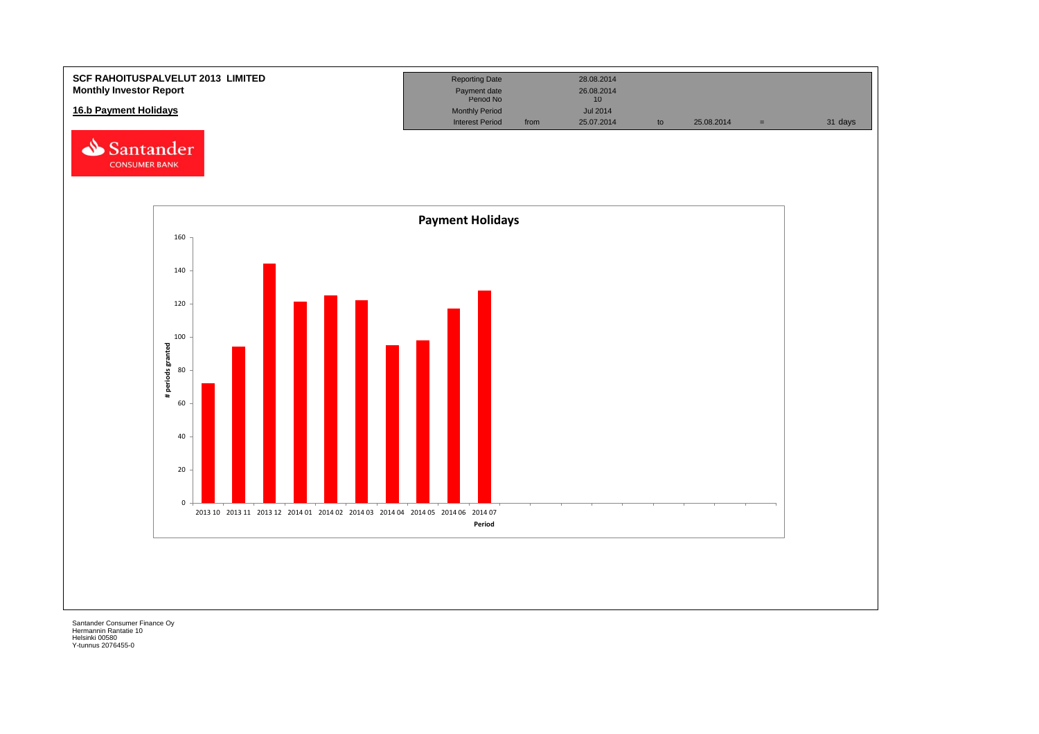**SCF RAHOITUSPALVELUT 2013 LIMITED**
**Monthly Investor Report**

**16.b Payment Holidays**

| | | | | | | |
|---|---|---|---|---|---|---|
| Reporting Date | | 28.08.2014 | | | | |
| Payment date | | 26.08.2014 | | | | |
| Period No | | 10 | | | | |
| Monthly Period | | Jul 2014 | | | | |
| Interest Period | from | 25.07.2014 | to | 25.08.2014 | = | 31 days |

**Payment Holidays**

| Period | # periods granted |
|---|---|
| 2013 10 | 72 |
| 2013 11 | 94 |
| 2013 12 | 144 |
| 2014 01 | 121 |
| 2014 02 | 125 |
| 2014 03 | 122 |
| 2014 04 | 95 |
| 2014 05 | 98 |
| 2014 06 | 117 |
| 2014 07 | 128 |

Santander Consumer Finance Oy
Hermannin Rantatie 10
Helsinki 00580
Y-tunnus 2076455-0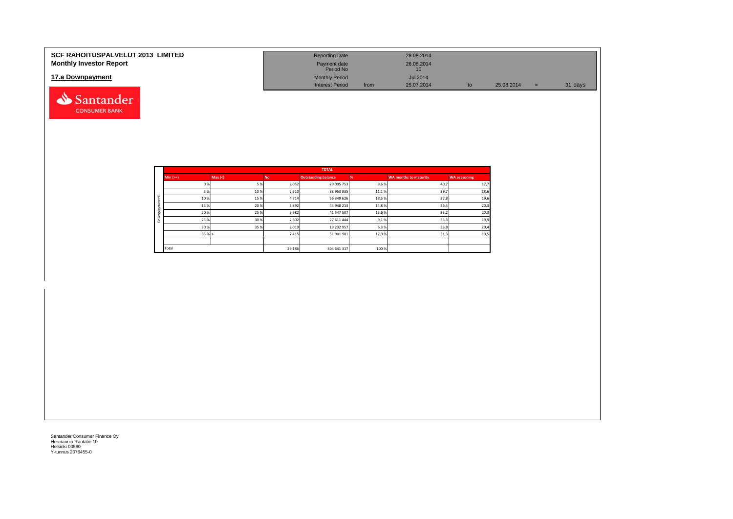# SCF RAHOITUSPALVELUT 2013 LIMITED
## Monthly Investor Report

### 17.a Downpayment

| | | | | | | |
|---|---|---|---|---|---|---|
| Reporting Date | | 28.08.2014 | | | | |
| Payment date | | 26.08.2014 | | | | |
| Period No | | 10 | | | | |
| Monthly Period | | Jul 2014 | | | | |
| Interest Period | from | 25.07.2014 | to | 25.08.2014 | = | 31 days |

| TOTAL | | | | | | |
|---|---|---|---|---|---|---|
| **Min (>=)** | **Max (<)** | **No** | **Outstanding balance** | **%** | **WA months to maturity** | **WA seasoning** |
| 0 % | 5 % | 2 052 | 29 095 753 | 9,6 % | 40,7 | 17,7 |
| 5 % | 10 % | 2 510 | 33 953 835 | 11,1 % | 39,7 | 18,6 |
| 10 % | 15 % | 4 714 | 56 349 626 | 18,5 % | 37,8 | 19,6 |
| 15 % | 20 % | 3 892 | 44 948 213 | 14,8 % | 36,4 | 20,3 |
| 20 % | 25 % | 3 982 | 41 547 507 | 13,6 % | 35,2 | 20,3 |
| 25 % | 30 % | 2 602 | 27 611 444 | 9,1 % | 35,3 | 19,9 |
| 30 % | 35 % | 2 019 | 19 232 957 | 6,3 % | 33,8 | 20,4 |
| 35 % | > | 7 415 | 51 901 981 | 17,0 % | 31,3 | 19,5 |
| | | | | | | |
| Total | | 29 186 | 304 641 317 | 100 % | | |

(Row label: Downpayment %)

Santander Consumer Finance Oy
Hermannin Rantatie 10
Helsinki 00580
Y-tunnus 2076455-0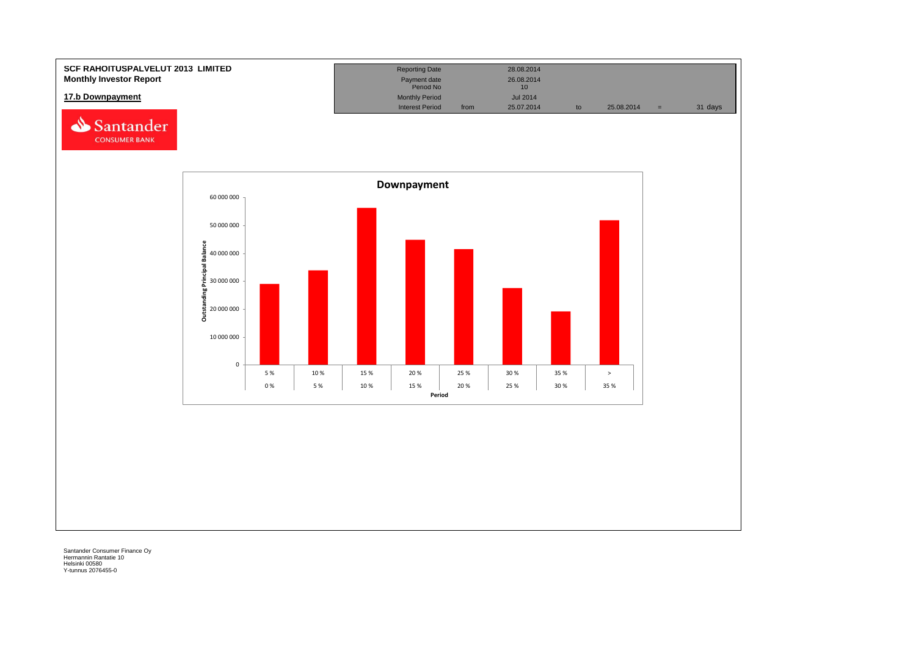**SCF RAHOITUSPALVELUT 2013 LIMITED**
**Monthly Investor Report**

**17.b Downpayment**

| Reporting Date | | 28.08.2014 | | | | |
|---|---|---|---|---|---|---|
| Payment date | | 26.08.2014 | | | | |
| Period No | | 10 | | | | |
| Monthly Period | | Jul 2014 | | | | |
| Interest Period | from | 25.07.2014 | to | 25.08.2014 | = | 31 days |

**Downpayment**

Outstanding Principal Balance

| Period | Outstanding Principal Balance (approx.) |
|---|---|
| 0 % – 5 % | 29 000 000 |
| 5 % – 10 % | 34 000 000 |
| 10 % – 15 % | 56 000 000 |
| 15 % – 20 % | 45 000 000 |
| 20 % – 25 % | 41 500 000 |
| 25 % – 30 % | 27 500 000 |
| 30 % – 35 % | 19 000 000 |
| 35 % – > | 52 000 000 |

Santander Consumer Finance Oy
Hermannin Rantatie 10
Helsinki 00580
Y-tunnus 2076455-0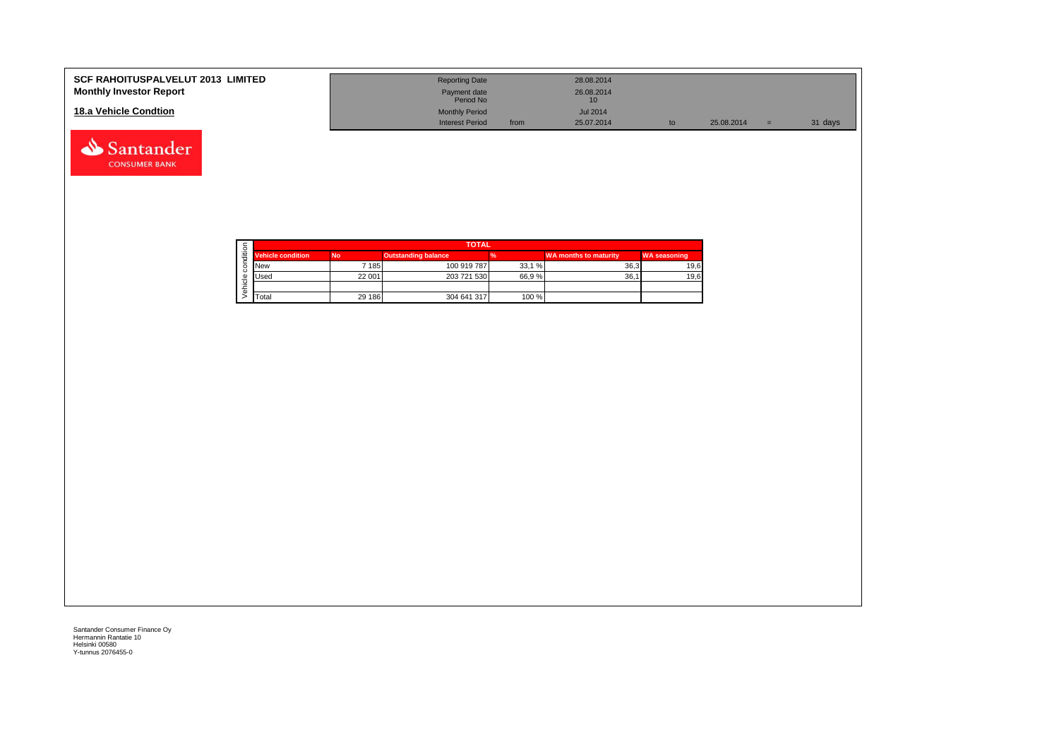**SCF RAHOITUSPALVELUT 2013 LIMITED**
**Monthly Investor Report**

**18.a Vehicle Condtion**

| | | | | | |
|---|---|---|---|---|---|
| Reporting Date | | 28.08.2014 | | | |
| Payment date | | 26.08.2014 | | | |
| Period No | | 10 | | | |
| Monthly Period | | Jul 2014 | | | |
| Interest Period | from | 25.07.2014 | to | 25.08.2014 | = 31 days |

| TOTAL | | | | | |
|---|---|---|---|---|---|
| **Vehicle condition** | **No** | **Outstanding balance** | **%** | **WA months to maturity** | **WA seasoning** |
| New | 7 185 | 100 919 787 | 33,1 % | 36,3 | 19,6 |
| Used | 22 001 | 203 721 530 | 66,9 % | 36,1 | 19,6 |
| | | | | | |
| Total | 29 186 | 304 641 317 | 100 % | | |

Santander Consumer Finance Oy
Hermannin Rantatie 10
Helsinki 00580
Y-tunnus 2076455-0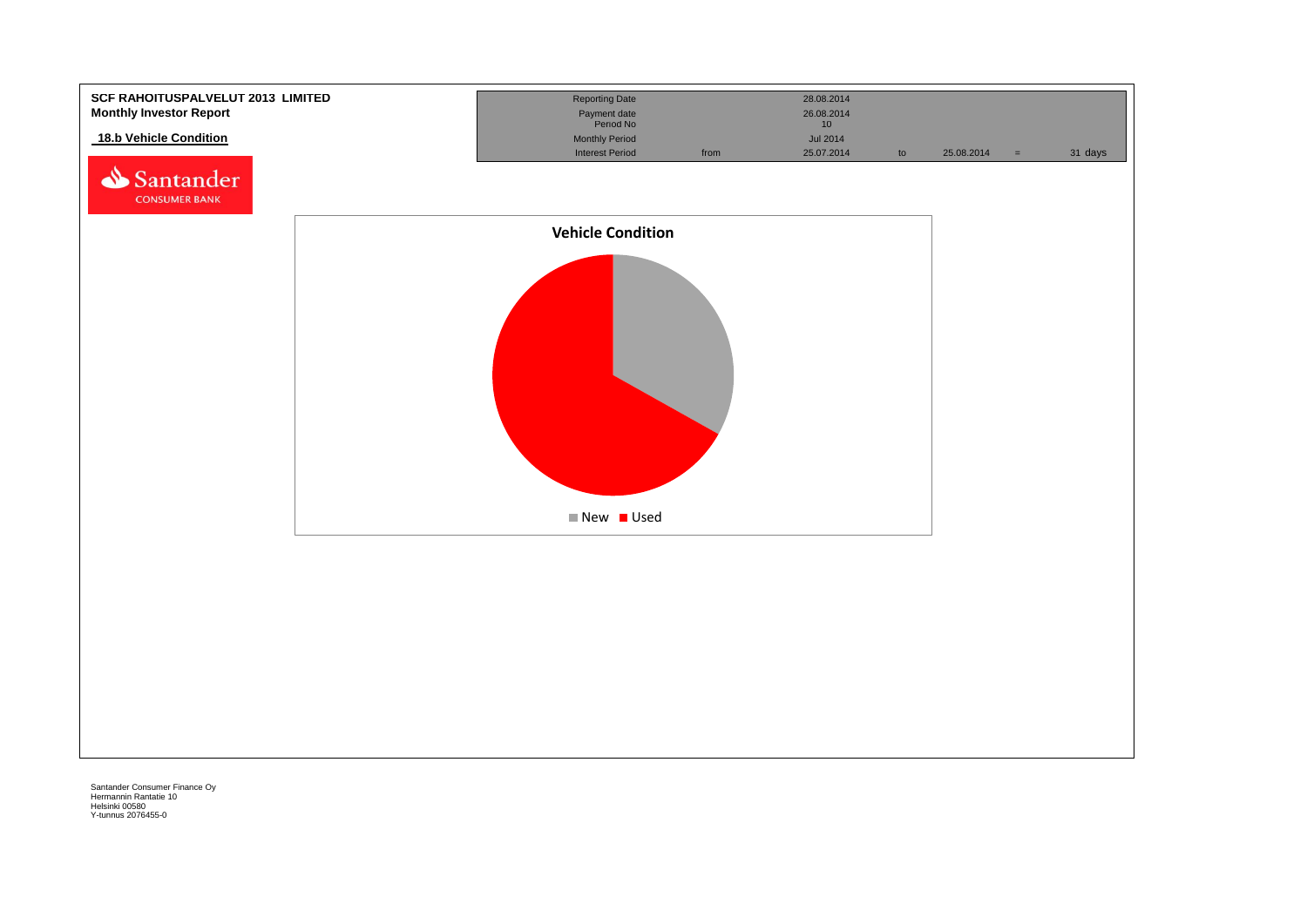**SCF RAHOITUSPALVELUT 2013 LIMITED**
**Monthly Investor Report**

## 18.b Vehicle Condition

| Reporting Date | | 28.08.2014 | | | | |
|---|---|---|---|---|---|---|
| Payment date | | 26.08.2014 | | | | |
| Period No | | 10 | | | | |
| Monthly Period | | Jul 2014 | | | | |
| Interest Period | from | 25.07.2014 | to | 25.08.2014 | = | 31 days |

**Vehicle Condition**

New | Used

Santander Consumer Finance Oy
Hermannin Rantatie 10
Helsinki 00580
Y-tunnus 2076455-0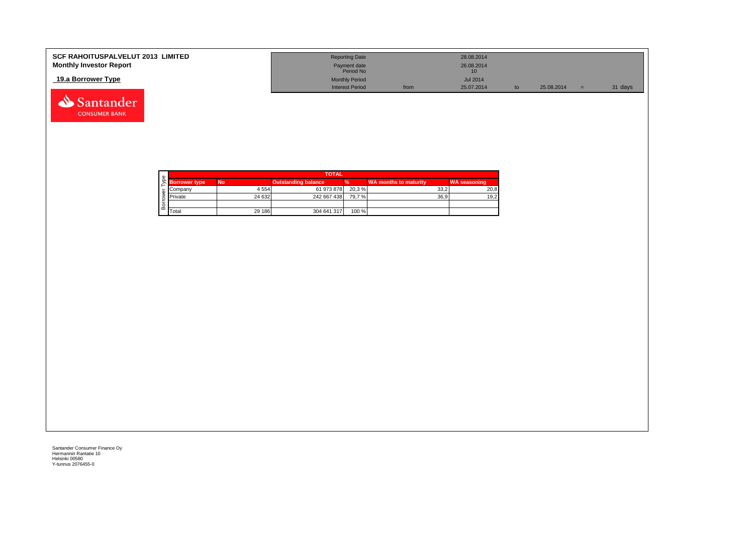**SCF RAHOITUSPALVELUT 2013 LIMITED**
**Monthly Investor Report**

**19.a Borrower Type**

| Reporting Date | | 28.08.2014 | | | | |
|---|---|---|---|---|---|---|
| Payment date Period No | | 26.08.2014 10 | | | | |
| Monthly Period | | Jul 2014 | | | | |
| Interest Period | from | 25.07.2014 | to | 25.08.2014 | = | 31 days |

| TOTAL | | | | | |
|---|---|---|---|---|---|
| **Borrower type** | **No** | **Outstanding balance** | **%** | **WA months to maturity** | **WA seasoning** |
| Company | 4 554 | 61 973 878 | 20,3 % | 33,2 | 20,8 |
| Private | 24 632 | 242 667 438 | 79,7 % | 36,9 | 19,2 |
| | | | | | |
| Total | 29 186 | 304 641 317 | 100 % | | |

Santander Consumer Finance Oy
Hermannin Rantatie 10
Helsinki 00580
Y-tunnus 2076455-0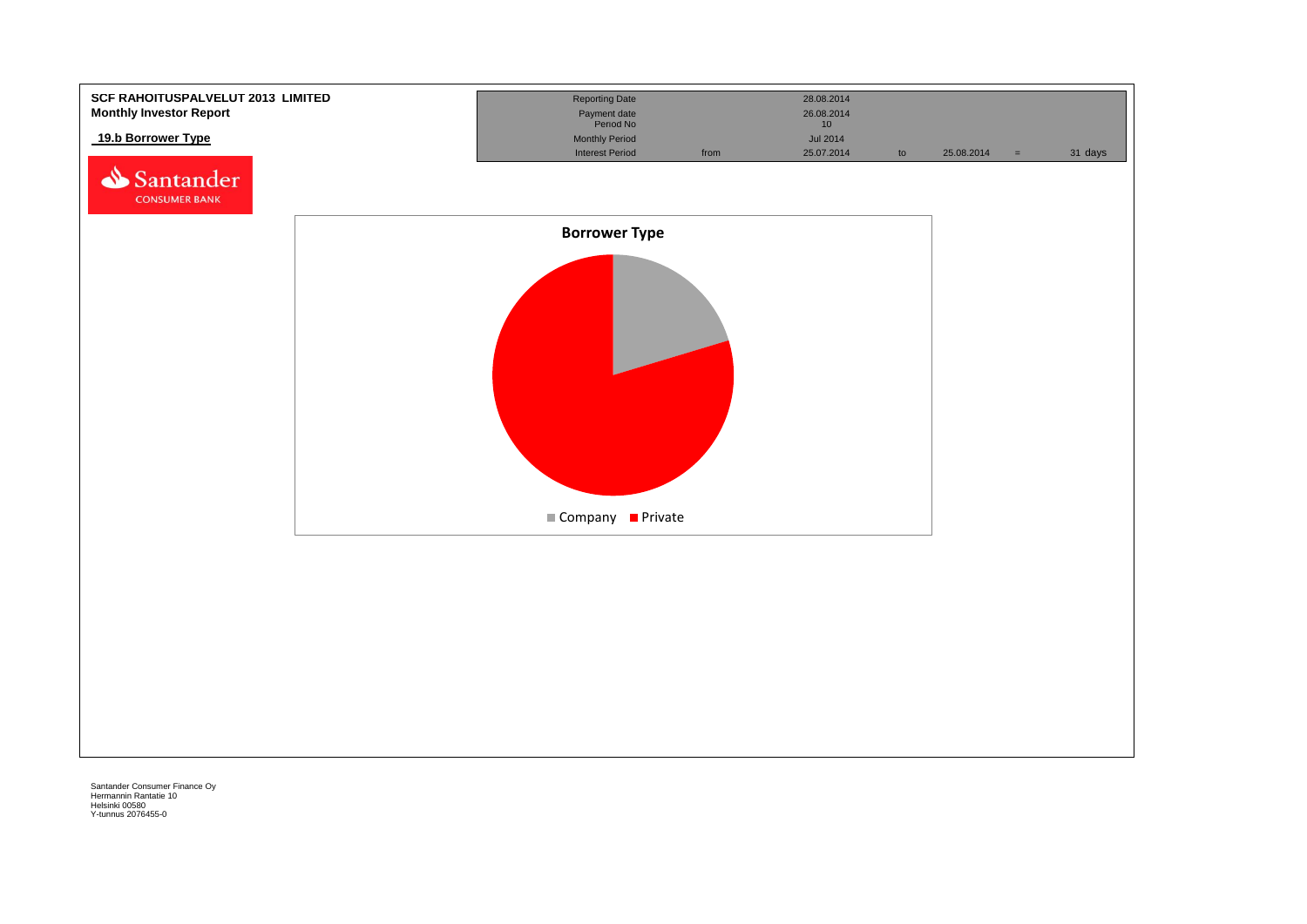**SCF RAHOITUSPALVELUT 2013 LIMITED**
**Monthly Investor Report**

**19.b Borrower Type**

| | | | | | | |
|---|---|---|---|---|---|---|
| Reporting Date | | 28.08.2014 | | | | |
| Payment date | | 26.08.2014 | | | | |
| Period No | | 10 | | | | |
| Monthly Period | | Jul 2014 | | | | |
| Interest Period | from | 25.07.2014 | to | 25.08.2014 | = | 31 days |

**Borrower Type**

Company | Private

Santander Consumer Finance Oy
Hermannin Rantatie 10
Helsinki 00580
Y-tunnus 2076455-0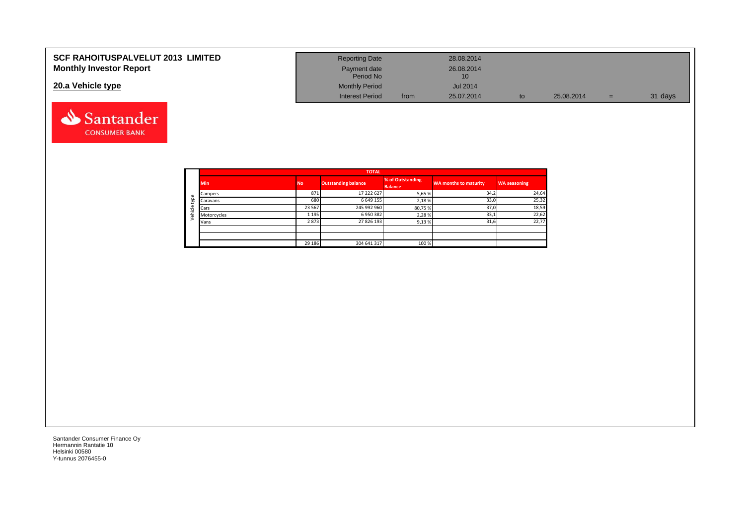# SCF RAHOITUSPALVELUT 2013 LIMITED
## Monthly Investor Report

## 20.a Vehicle type

| | | | | | | |
|---|---|---|---|---|---|---|
| Reporting Date | | 28.08.2014 | | | | |
| Payment date | | 26.08.2014 | | | | |
| Period No | | 10 | | | | |
| Monthly Period | | Jul 2014 | | | | |
| Interest Period | from | 25.07.2014 | to | 25.08.2014 | = | 31 days |

| | TOTAL | | | | | |
|---|---|---|---|---|---|---|
| | Min | No | Outstanding balance | % of Outstanding Balance | WA months to maturity | WA seasoning |
| Vehicle type | Campers | 871 | 17 222 627 | 5,65 % | 34,2 | 24,64 |
| | Caravans | 680 | 6 649 155 | 2,18 % | 33,0 | 25,32 |
| | Cars | 23 567 | 245 992 960 | 80,75 % | 37,0 | 18,59 |
| | Motorcycles | 1 195 | 6 950 382 | 2,28 % | 33,1 | 22,62 |
| | Vans | 2 873 | 27 826 193 | 9,13 % | 31,6 | 22,77 |
| | | | | | | |
| | | | | | | |
| | | 29 186 | 304 641 317 | 100 % | | |

Santander Consumer Finance Oy
Hermannin Rantatie 10
Helsinki 00580
Y-tunnus 2076455-0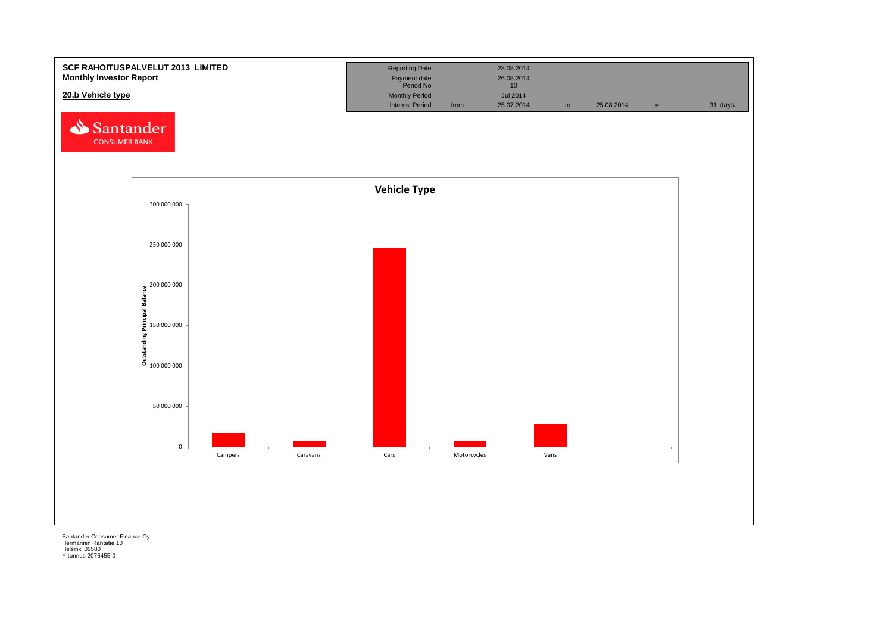**SCF RAHOITUSPALVELUT 2013 LIMITED**
**Monthly Investor Report**

**20.b Vehicle type**

| Reporting Date | | 28.08.2014 | | | | |
|---|---|---|---|---|---|---|
| Payment date | | 26.08.2014 | | | | |
| Period No | | 10 | | | | |
| Monthly Period | | Jul 2014 | | | | |
| Interest Period | from | 25.07.2014 | to | 25.08.2014 | = | 31 days |

Santander CONSUMER BANK

**Vehicle Type**

Outstanding Principal Balance

300 000 000
250 000 000
200 000 000
150 000 000
100 000 000
50 000 000
0

Campers, Caravans, Cars, Motorcycles, Vans

Santander Consumer Finance Oy
Hermannin Rantatie 10
Helsinki 00580
Y-tunnus 2076455-0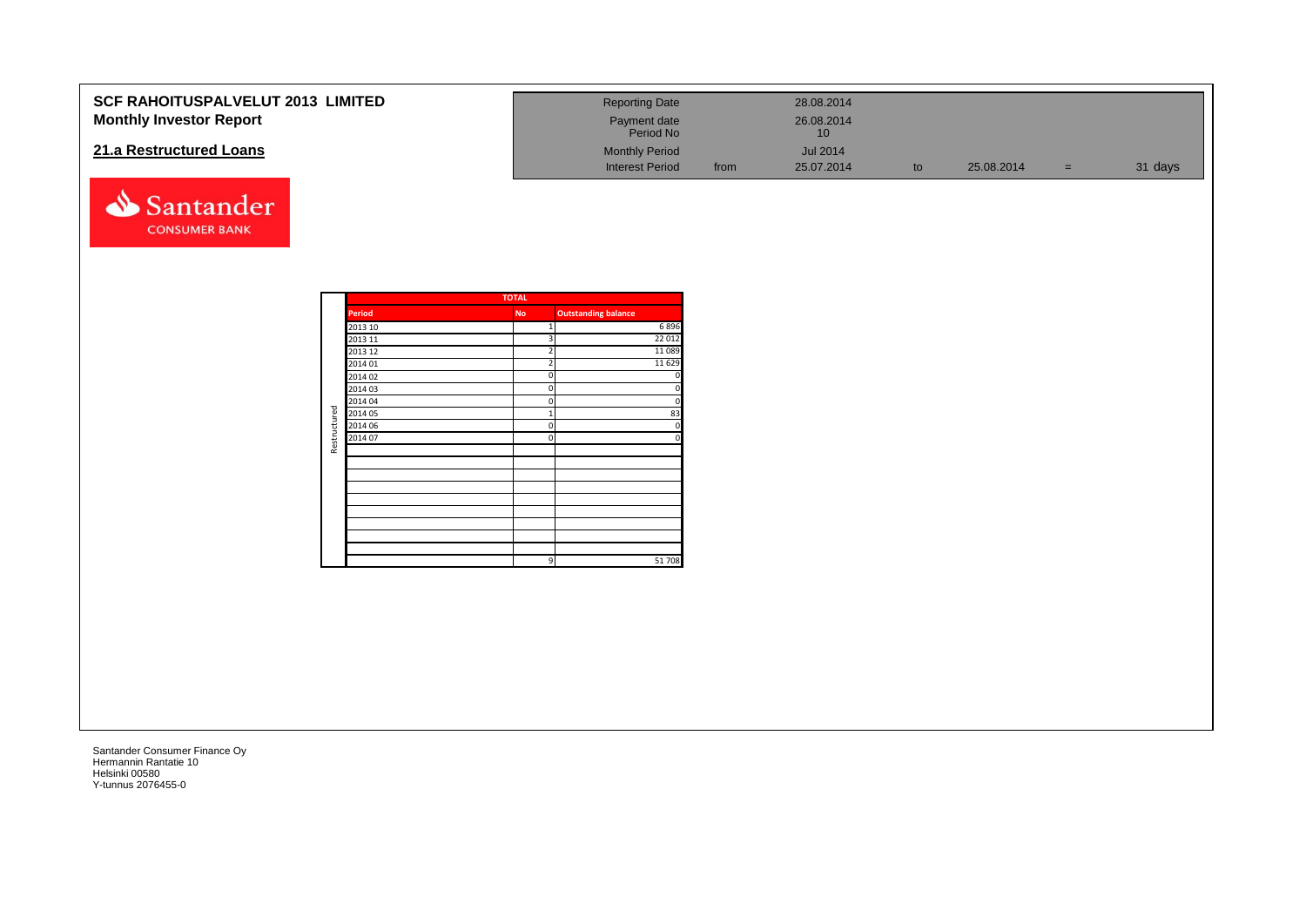**SCF RAHOITUSPALVELUT 2013 LIMITED**
**Monthly Investor Report**

## 21.a Restructured Loans

| | | | | | | |
|---|---|---|---|---|---|---|
| Reporting Date | | 28.08.2014 | | | | |
| Payment date | | 26.08.2014 | | | | |
| Period No | | 10 | | | | |
| Monthly Period | | Jul 2014 | | | | |
| Interest Period | from | 25.07.2014 | to | 25.08.2014 | = | 31 days |

| | TOTAL | | |
|---|---|---|---|
| | Period | No | Outstanding balance |
| Restructured | 2013 10 | 1 | 6 896 |
| | 2013 11 | 3 | 22 012 |
| | 2013 12 | 2 | 11 089 |
| | 2014 01 | 2 | 11 629 |
| | 2014 02 | 0 | 0 |
| | 2014 03 | 0 | 0 |
| | 2014 04 | 0 | 0 |
| | 2014 05 | 1 | 83 |
| | 2014 06 | 0 | 0 |
| | 2014 07 | 0 | 0 |
| | | 9 | 51 708 |

Santander Consumer Finance Oy
Hermannin Rantatie 10
Helsinki 00580
Y-tunnus 2076455-0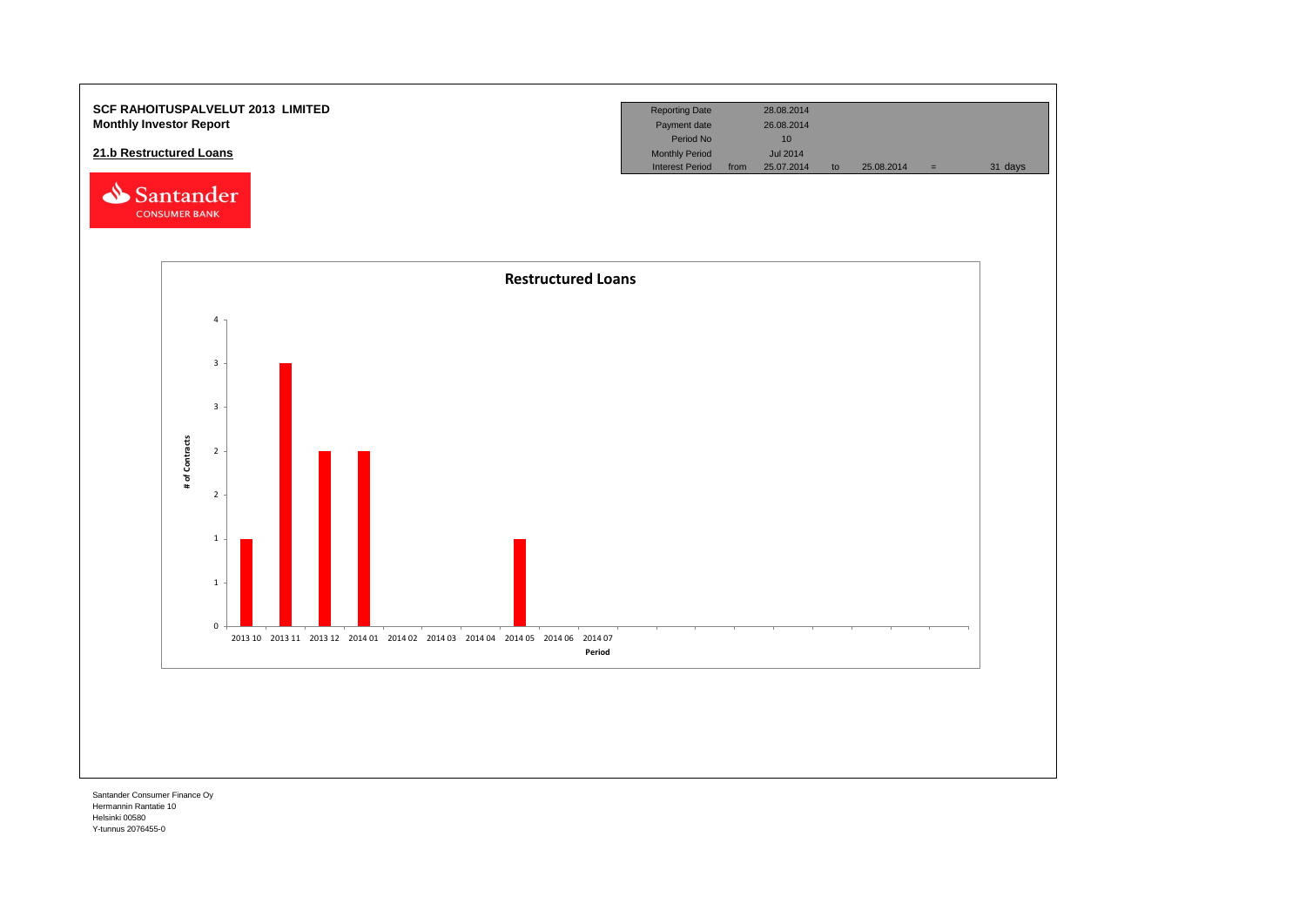**SCF RAHOITUSPALVELUT 2013 LIMITED**
**Monthly Investor Report**

## 21.b Restructured Loans

| Reporting Date | | 28.08.2014 | | | | |
|---|---|---|---|---|---|---|
| Payment date | | 26.08.2014 | | | | |
| Period No | | 10 | | | | |
| Monthly Period | | Jul 2014 | | | | |
| Interest Period | from | 25.07.2014 | to | 25.08.2014 | = | 31 days |

Santander CONSUMER BANK

**Restructured Loans**

| Period | # of Contracts |
|---|---|
| 2013 10 | 1 |
| 2013 11 | 3 |
| 2013 12 | 2 |
| 2014 01 | 2 |
| 2014 02 | |
| 2014 03 | |
| 2014 04 | |
| 2014 05 | 1 |
| 2014 06 | |
| 2014 07 | |

Santander Consumer Finance Oy
Hermannin Rantatie 10
Helsinki 00580
Y-tunnus 2076455-0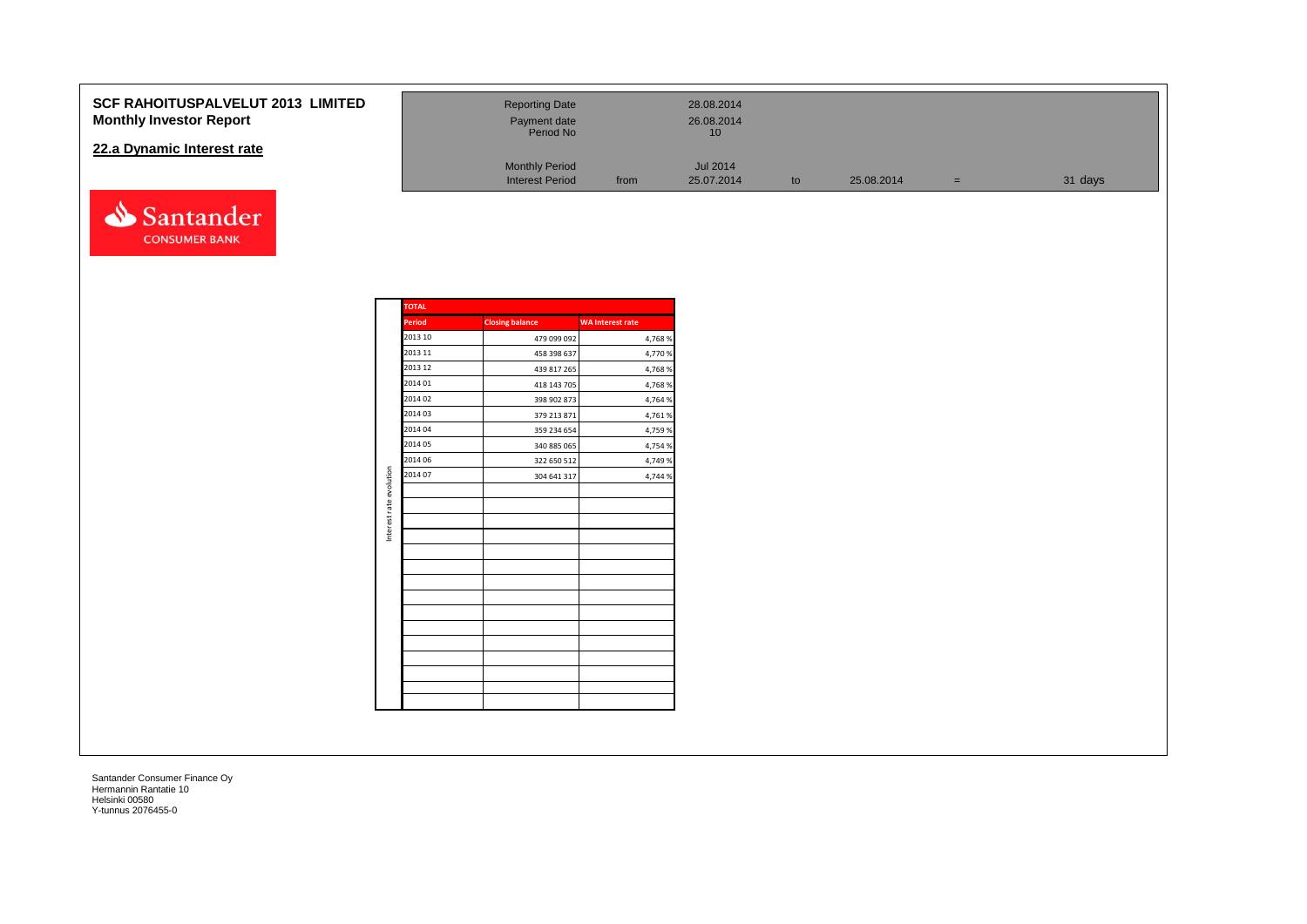# SCF RAHOITUSPALVELUT 2013 LIMITED
## Monthly Investor Report

### 22.a Dynamic Interest rate

| | | | | | | |
|---|---|---|---|---|---|---|
| Reporting Date | | 28.08.2014 | | | | |
| Payment date | | 26.08.2014 | | | | |
| Period No | | 10 | | | | |
| Monthly Period | | Jul 2014 | | | | |
| Interest Period | from | 25.07.2014 | to | 25.08.2014 | = | 31 days |

Interest rate evolution

| TOTAL | | |
|---|---|---|
| **Period** | **Closing balance** | **WA Interest rate** |
| 2013 10 | 479 099 092 | 4,768 % |
| 2013 11 | 458 398 637 | 4,770 % |
| 2013 12 | 439 817 265 | 4,768 % |
| 2014 01 | 418 143 705 | 4,768 % |
| 2014 02 | 398 902 873 | 4,764 % |
| 2014 03 | 379 213 871 | 4,761 % |
| 2014 04 | 359 234 654 | 4,759 % |
| 2014 05 | 340 885 065 | 4,754 % |
| 2014 06 | 322 650 512 | 4,749 % |
| 2014 07 | 304 641 317 | 4,744 % |

Santander Consumer Finance Oy
Hermannin Rantatie 10
Helsinki 00580
Y-tunnus 2076455-0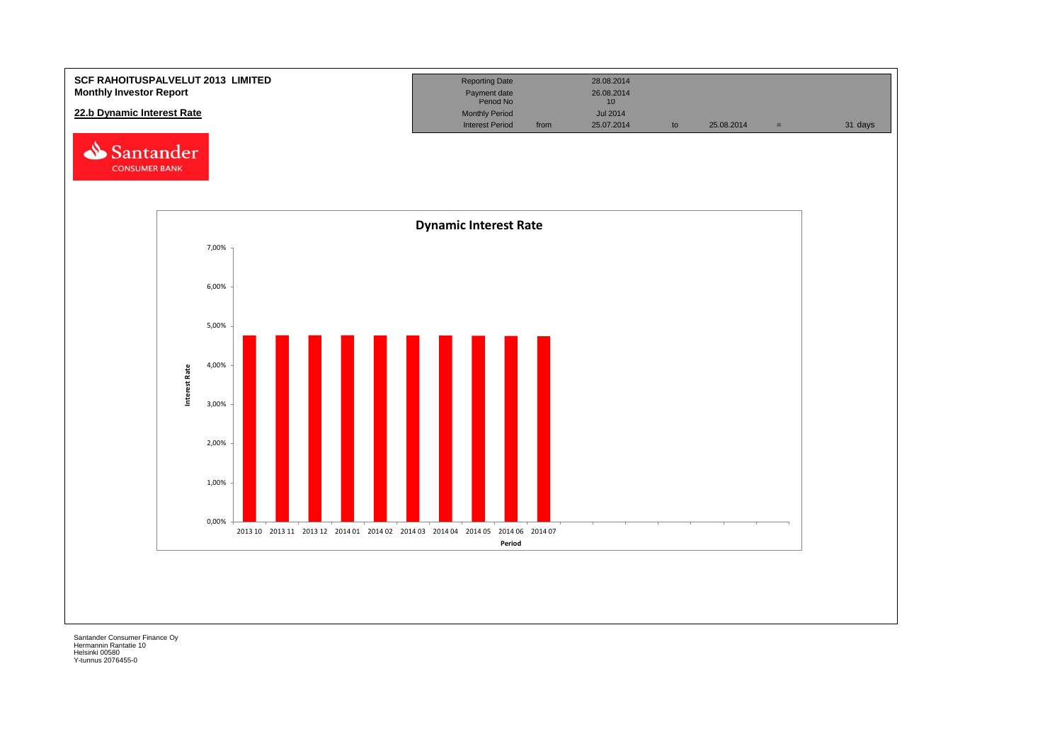**SCF RAHOITUSPALVELUT 2013 LIMITED**
**Monthly Investor Report**

## 22.b Dynamic Interest Rate

| | | | | | | |
|---|---|---|---|---|---|---|
| Reporting Date | | 28.08.2014 | | | | |
| Payment date | | 26.08.2014 | | | | |
| Period No | | 10 | | | | |
| Monthly Period | | Jul 2014 | | | | |
| Interest Period | from | 25.07.2014 | to | 25.08.2014 | = | 31 days |

**Dynamic Interest Rate**

Interest Rate: 0,00% – 7,00%

Period: 2013 10, 2013 11, 2013 12, 2014 01, 2014 02, 2014 03, 2014 04, 2014 05, 2014 06, 2014 07

Santander Consumer Finance Oy
Hermannin Rantatie 10
Helsinki 00580
Y-tunnus 2076455-0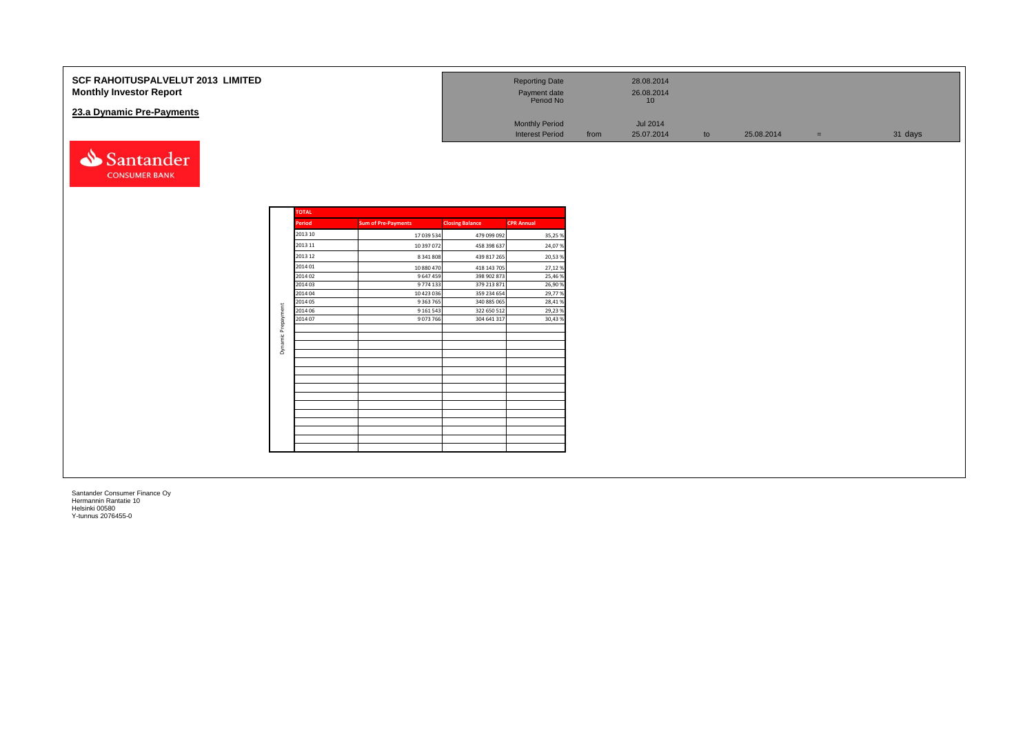# SCF RAHOITUSPALVELUT 2013 LIMITED
## Monthly Investor Report

### 23.a Dynamic Pre-Payments

| | | | | | | |
|---|---|---|---|---|---|---|
| Reporting Date | | 28.08.2014 | | | | |
| Payment date | | 26.08.2014 | | | | |
| Period No | | 10 | | | | |
| Monthly Period | | Jul 2014 | | | | |
| Interest Period | from | 25.07.2014 | to | 25.08.2014 | = | 31 days |

**Dynamic Prepayment**

| TOTAL | | | |
|---|---|---|---|
| Period | Sum of Pre-Payments | Closing Balance | CPR Annual |
| 2013 10 | 17 039 534 | 479 099 092 | 35,25 % |
| 2013 11 | 10 397 072 | 458 398 637 | 24,07 % |
| 2013 12 | 8 341 808 | 439 817 265 | 20,53 % |
| 2014 01 | 10 880 470 | 418 143 705 | 27,12 % |
| 2014 02 | 9 647 459 | 398 902 873 | 25,46 % |
| 2014 03 | 9 774 133 | 379 213 871 | 26,90 % |
| 2014 04 | 10 423 036 | 359 234 654 | 29,77 % |
| 2014 05 | 9 363 765 | 340 885 065 | 28,41 % |
| 2014 06 | 9 161 543 | 322 650 512 | 29,23 % |
| 2014 07 | 9 073 766 | 304 641 317 | 30,43 % |

Santander Consumer Finance Oy
Hermannin Rantatie 10
Helsinki 00580
Y-tunnus 2076455-0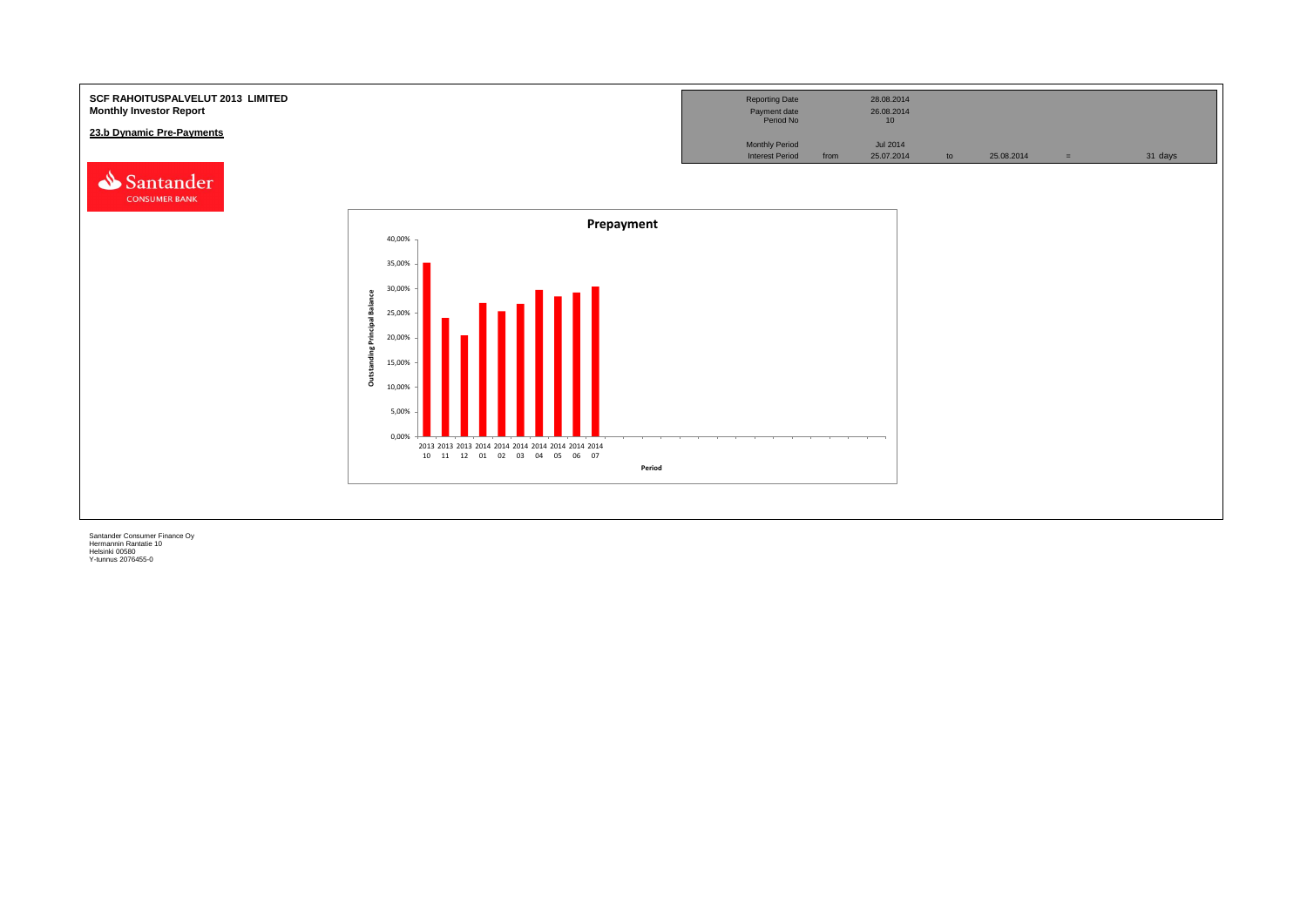**SCF RAHOITUSPALVELUT 2013 LIMITED**
**Monthly Investor Report**

**23.b Dynamic Pre-Payments**

| | | | | | | |
|---|---|---|---|---|---|---|
| Reporting Date | | 28.08.2014 | | | | |
| Payment date | | 26.08.2014 | | | | |
| Period No | | 10 | | | | |
| Monthly Period | | Jul 2014 | | | | |
| Interest Period | from | 25.07.2014 | to | 25.08.2014 | = | 31 days |

Santander CONSUMER BANK

**Prepayment**

Outstanding Principal Balance

40,00%
35,00%
30,00%
25,00%
20,00%
15,00%
10,00%
5,00%
0,00%

2013 10, 2013 11, 2013 12, 2014 01, 2014 02, 2014 03, 2014 04, 2014 05, 2014 06, 2014 07

Period

Santander Consumer Finance Oy
Hermannin Rantatie 10
Helsinki 00580
Y-tunnus 2076455-0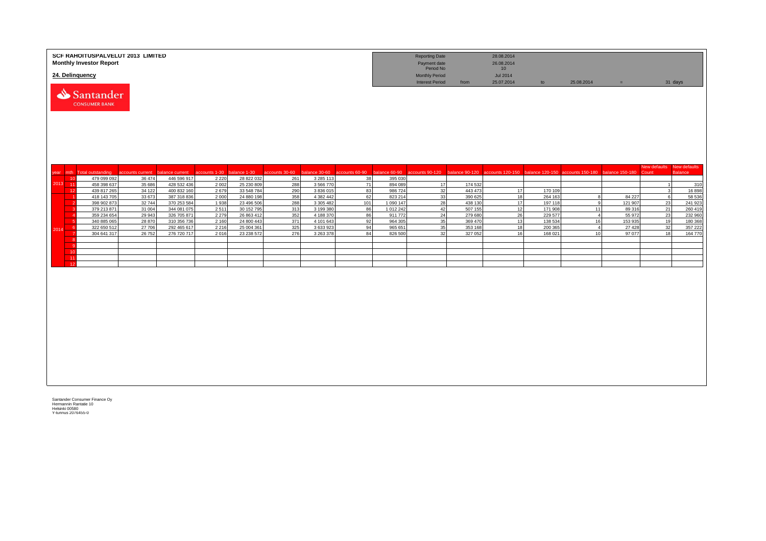**SCF RAHOITUSPALVELUT 2013 LIMITED**
**Monthly Investor Report**

**24. Delinquency**

| Reporting Date | | 28.08.2014 | | | | |
|---|---|---|---|---|---|---|
| Payment date | | 26.08.2014 | | | | |
| Period No | | 10 | | | | |
| Monthly Period | | Jul 2014 | | | | |
| Interest Period | from | 25.07.2014 | to | 25.08.2014 | = | 31 days |

| year | mth | Total outstanding | accounts current | balance current | accounts 1-30 | balance 1-30 | accounts 30-60 | balance 30-60 | accounts 60-90 | balance 60-90 | accounts 90-120 | balance 90-120 | accounts 120-150 | balance 120-150 | accounts 150-180 | balance 150-180 | New defaults Count | New defaults Balance |
|---|---|---|---|---|---|---|---|---|---|---|---|---|---|---|---|---|---|---|
| 2013 | 10 | 479 099 092 | 36 474 | 446 596 917 | 2 220 | 28 822 032 | 261 | 3 285 113 | 38 | 395 030 | | | | | | | | |
| | 11 | 458 398 637 | 35 686 | 428 532 436 | 2 002 | 25 230 809 | 288 | 3 566 770 | 71 | 894 089 | 17 | 174 532 | | | | | 1 | 310 |
| | 12 | 439 817 265 | 34 122 | 400 832 160 | 2 679 | 33 548 784 | 290 | 3 836 015 | 83 | 986 724 | 32 | 443 473 | 17 | 170 109 | | | 3 | 16 898 |
| 2014 | 1 | 418 143 705 | 33 673 | 387 318 836 | 2 000 | 24 880 198 | 358 | 4 382 442 | 62 | 823 214 | 33 | 390 625 | 18 | 264 163 | 8 | 84 227 | 6 | 58 536 |
| | 2 | 398 902 873 | 32 744 | 370 253 584 | 1 938 | 23 496 506 | 288 | 3 305 482 | 101 | 1 090 147 | 28 | 438 130 | 17 | 197 118 | 9 | 121 907 | 23 | 241 923 |
| | 3 | 379 213 871 | 31 004 | 344 081 075 | 2 511 | 30 152 795 | 313 | 3 199 380 | 86 | 1 012 242 | 42 | 507 155 | 12 | 171 908 | 11 | 89 316 | 21 | 260 419 |
| | 4 | 359 234 654 | 29 943 | 326 705 871 | 2 279 | 26 863 412 | 352 | 4 188 370 | 86 | 911 772 | 24 | 279 680 | 26 | 229 577 | 4 | 55 972 | 23 | 232 960 |
| | 5 | 340 885 065 | 28 870 | 310 356 736 | 2 160 | 24 800 443 | 371 | 4 101 643 | 92 | 964 305 | 35 | 369 470 | 13 | 138 534 | 16 | 153 935 | 19 | 180 368 |
| | 6 | 322 650 512 | 27 706 | 292 465 617 | 2 216 | 25 004 361 | 325 | 3 633 923 | 94 | 965 651 | 35 | 353 168 | 18 | 200 365 | 4 | 27 428 | 32 | 357 222 |
| | 7 | 304 641 317 | 26 752 | 276 720 717 | 2 016 | 23 238 572 | 276 | 3 263 378 | 84 | 826 500 | 32 | 327 052 | 16 | 168 021 | 10 | 97 077 | 18 | 164 770 |
| | 8 | | | | | | | | | | | | | | | | | |
| | 9 | | | | | | | | | | | | | | | | | |
| | 10 | | | | | | | | | | | | | | | | | |
| | 11 | | | | | | | | | | | | | | | | | |
| | 12 | | | | | | | | | | | | | | | | | |

Santander Consumer Finance Oy
Hermannin Rantatie 10
Helsinki 00580
Y-tunnus 2076455-0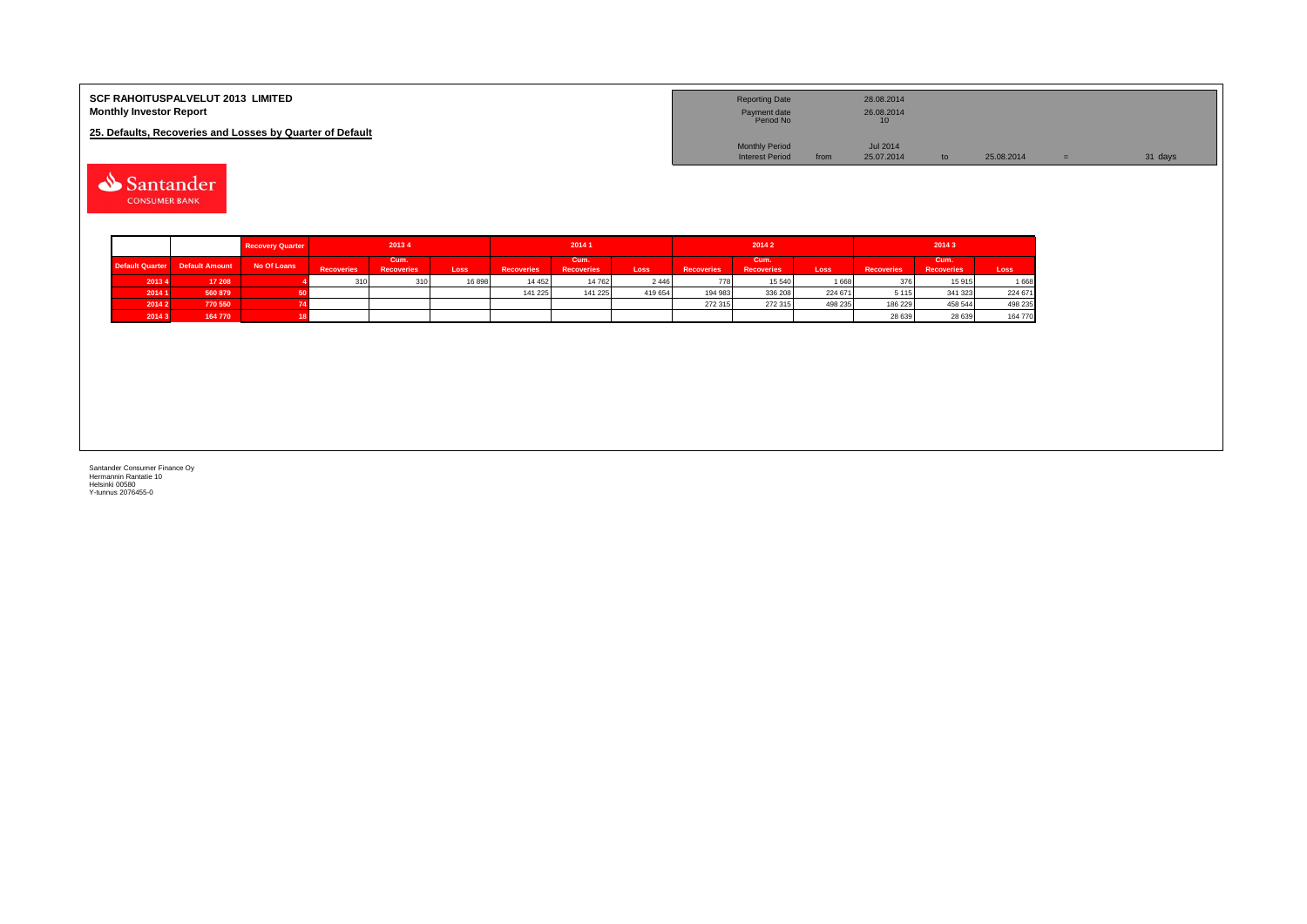**SCF RAHOITUSPALVELUT 2013 LIMITED**
**Monthly Investor Report**

**25. Defaults, Recoveries and Losses by Quarter of Default**

| | | | | | |
|---|---|---|---|---|---|
| Reporting Date | | 28.08.2014 | | | |
| Payment date | | 26.08.2014 | | | |
| Period No | | 10 | | | |
| Monthly Period | | Jul 2014 | | | |
| Interest Period | from | 25.07.2014 | to | 25.08.2014 | = 31 days |

| | | Recovery Quarter | 2013 4 | | | 2014 1 | | | 2014 2 | | | 2014 3 | | |
|---|---|---|---|---|---|---|---|---|---|---|---|---|---|---|
| Default Quarter | Default Amount | No Of Loans | Recoveries | Cum. Recoveries | Loss | Recoveries | Cum. Recoveries | Loss | Recoveries | Cum. Recoveries | Loss | Recoveries | Cum. Recoveries | Loss |
| 2013 4 | 17 208 | 4 | 310 | 310 | 16 898 | 14 452 | 14 762 | 2 446 | 778 | 15 540 | 1 668 | 376 | 15 915 | 1 668 |
| 2014 1 | 560 879 | 50 | | | | 141 225 | 141 225 | 419 654 | 194 983 | 336 208 | 224 671 | 5 115 | 341 323 | 224 671 |
| 2014 2 | 770 550 | 74 | | | | | | | 272 315 | 272 315 | 498 235 | 186 229 | 458 544 | 498 235 |
| 2014 3 | 164 770 | 18 | | | | | | | | | | 28 639 | 28 639 | 164 770 |

Santander Consumer Finance Oy
Hermannin Rantatie 10
Helsinki 00580
Y-tunnus 2076455-0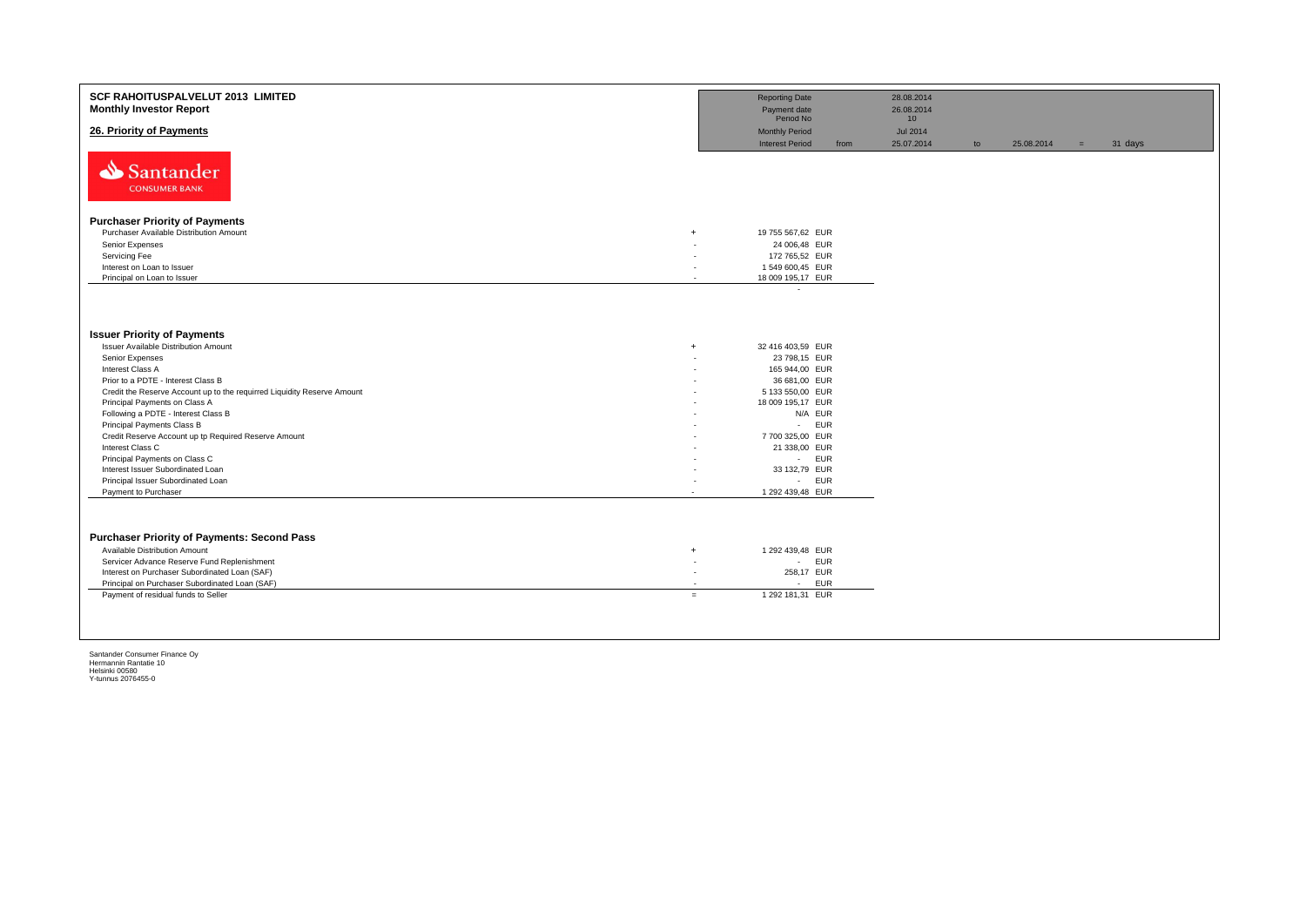**SCF RAHOITUSPALVELUT 2013 LIMITED**
**Monthly Investor Report**

## 26. Priority of Payments

| | | | | | |
|---|---|---|---|---|---|
| Reporting Date | | 28.08.2014 | | | |
| Payment date | | 26.08.2014 | | | |
| Period No | | 10 | | | |
| Monthly Period | | Jul 2014 | | | |
| Interest Period | from | 25.07.2014 | to | 25.08.2014 | = 31 days |

Santander CONSUMER BANK

### Purchaser Priority of Payments

| | | | |
|---|---|---|---|
| Purchaser Available Distribution Amount | + | 19 755 567,62 | EUR |
| Senior Expenses | - | 24 006,48 | EUR |
| Servicing Fee | - | 172 765,52 | EUR |
| Interest on Loan to Issuer | - | 1 549 600,45 | EUR |
| Principal on Loan to Issuer | - | 18 009 195,17 | EUR |
| | | - | |

### Issuer Priority of Payments

| | | | |
|---|---|---|---|
| Issuer Available Distribution Amount | + | 32 416 403,59 | EUR |
| Senior Expenses | - | 23 798,15 | EUR |
| Interest Class A | - | 165 944,00 | EUR |
| Prior to a PDTE - Interest Class B | - | 36 681,00 | EUR |
| Credit the Reserve Account up to the requirred Liquidity Reserve Amount | - | 5 133 550,00 | EUR |
| Principal Payments on Class A | - | 18 009 195,17 | EUR |
| Following a PDTE - Interest Class B | - | N/A | EUR |
| Principal Payments Class B | - | - | EUR |
| Credit Reserve Account up tp Required Reserve Amount | - | 7 700 325,00 | EUR |
| Interest Class C | - | 21 338,00 | EUR |
| Principal Payments on Class C | - | - | EUR |
| Interest Issuer Subordinated Loan | - | 33 132,79 | EUR |
| Principal Issuer Subordinated Loan | - | - | EUR |
| Payment to Purchaser | - | 1 292 439,48 | EUR |

### Purchaser Priority of Payments: Second Pass

| | | | |
|---|---|---|---|
| Available Distribution Amount | + | 1 292 439,48 | EUR |
| Servicer Advance Reserve Fund Replenishment | - | - | EUR |
| Interest on Purchaser Subordinated Loan (SAF) | - | 258,17 | EUR |
| Principal on Purchaser Subordinated Loan (SAF) | - | - | EUR |
| Payment of residual funds to Seller | = | 1 292 181,31 | EUR |

Santander Consumer Finance Oy
Hermannin Rantatie 10
Helsinki 00580
Y-tunnus 2076455-0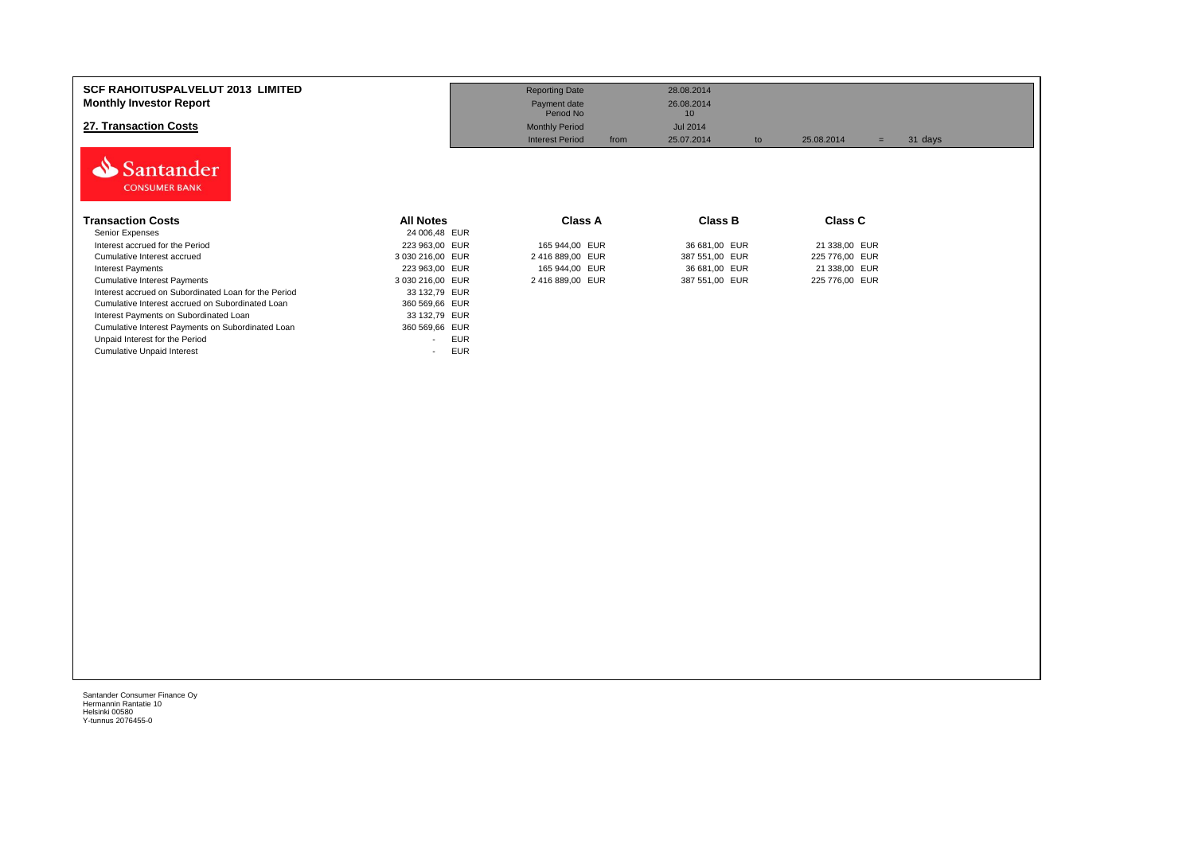**SCF RAHOITUSPALVELUT 2013 LIMITED**
**Monthly Investor Report**

## 27. Transaction Costs

| | | | | | |
|---|---|---|---|---|---|
| Reporting Date | | 28.08.2014 | | | |
| Payment date | | 26.08.2014 | | | |
| Period No | | 10 | | | |
| Monthly Period | | Jul 2014 | | | |
| Interest Period | from | 25.07.2014 | to | 25.08.2014 | = 31 days |

Santander CONSUMER BANK

| Transaction Costs | All Notes | Class A | Class B | Class C |
|---|---|---|---|---|
| Senior Expenses | 24 006,48 EUR | | | |
| Interest accrued for the Period | 223 963,00 EUR | 165 944,00 EUR | 36 681,00 EUR | 21 338,00 EUR |
| Cumulative Interest accrued | 3 030 216,00 EUR | 2 416 889,00 EUR | 387 551,00 EUR | 225 776,00 EUR |
| Interest Payments | 223 963,00 EUR | 165 944,00 EUR | 36 681,00 EUR | 21 338,00 EUR |
| Cumulative Interest Payments | 3 030 216,00 EUR | 2 416 889,00 EUR | 387 551,00 EUR | 225 776,00 EUR |
| Interest accrued on Subordinated Loan for the Period | 33 132,79 EUR | | | |
| Cumulative Interest accrued on Subordinated Loan | 360 569,66 EUR | | | |
| Interest Payments on Subordinated Loan | 33 132,79 EUR | | | |
| Cumulative Interest Payments on Subordinated Loan | 360 569,66 EUR | | | |
| Unpaid Interest for the Period | - EUR | | | |
| Cumulative Unpaid Interest | - EUR | | | |

Santander Consumer Finance Oy
Hermannin Rantatie 10
Helsinki 00580
Y-tunnus 2076455-0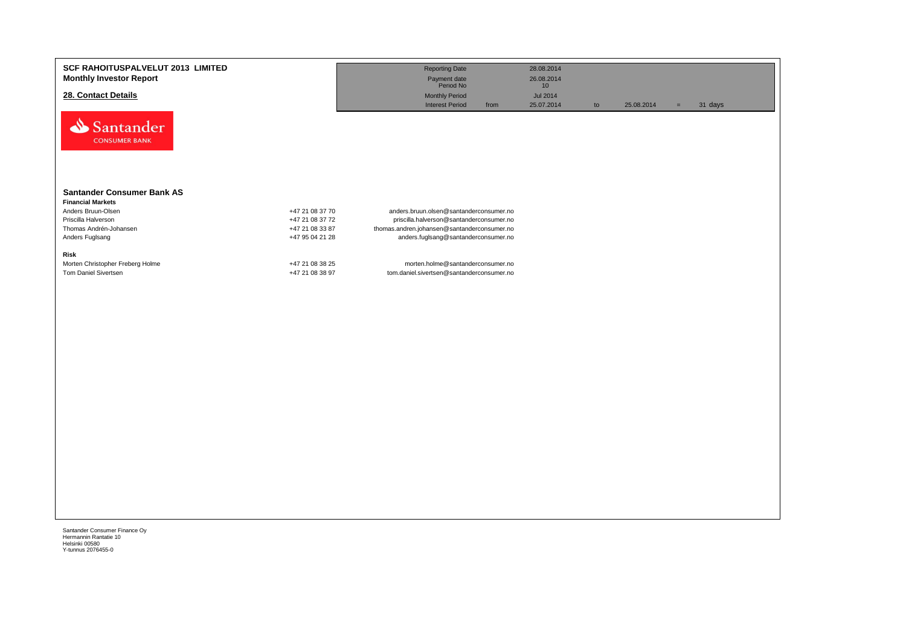**SCF RAHOITUSPALVELUT 2013 LIMITED**
**Monthly Investor Report**

## 28. Contact Details

| | | | | | | | |
|---|---|---|---|---|---|---|---|
| Reporting Date | | 28.08.2014 | | | | | |
| Payment date | | 26.08.2014 | | | | | |
| Period No | | 10 | | | | | |
| Monthly Period | | Jul 2014 | | | | | |
| Interest Period | from | 25.07.2014 | to | 25.08.2014 | = | 31 | days |

Santander
CONSUMER BANK

### Santander Consumer Bank AS

**Financial Markets**

| | | |
|---|---|---|
| Anders Bruun-Olsen | +47 21 08 37 70 | anders.bruun.olsen@santanderconsumer.no |
| Priscilla Halverson | +47 21 08 37 72 | priscilla.halverson@santanderconsumer.no |
| Thomas Andrén-Johansen | +47 21 08 33 87 | thomas.andren.johansen@santanderconsumer.no |
| Anders Fuglsang | +47 95 04 21 28 | anders.fuglsang@santanderconsumer.no |

**Risk**

| | | |
|---|---|---|
| Morten Christopher Freberg Holme | +47 21 08 38 25 | morten.holme@santanderconsumer.no |
| Tom Daniel Sivertsen | +47 21 08 38 97 | tom.daniel.sivertsen@santanderconsumer.no |

Santander Consumer Finance Oy
Hermannin Rantatie 10
Helsinki 00580
Y-tunnus 2076455-0